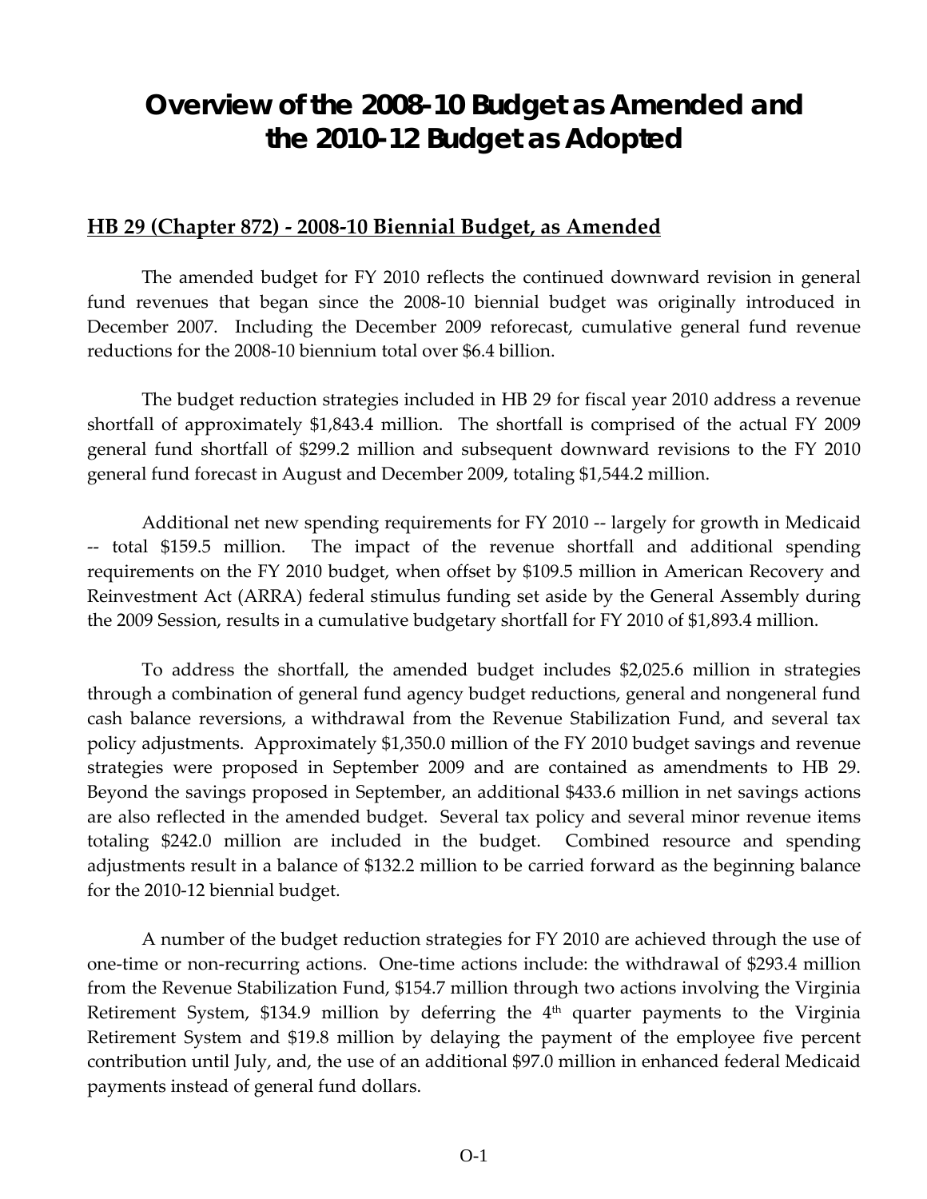# Overview of the 2008-10 Budget as Amended and the 2010-12 Budget as Adopted

## HB 29 (Chapter 872) - 2008-10 Biennial Budget, as Amended

The amended budget for FY 2010 reflects the continued downward revision in general fund revenues that began since the 2008-10 biennial budget was originally introduced in December 2007. Including the December 2009 reforecast, cumulative general fund revenue reductions for the 2008-10 biennium total over $6.4 billion.

The budget reduction strategies included in HB 29 for fiscal year 2010 address a revenue shortfall of approximately $1,843.4 million. The shortfall is comprised of the actual FY 2009 general fund shortfall of $299.2 million and subsequent downward revisions to the FY 2010 general fund forecast in August and December 2009, totaling $1,544.2 million.

Additional net new spending requirements for FY 2010 -- largely for growth in Medicaid -- total $159.5 million. The impact of the revenue shortfall and additional spending requirements on the FY 2010 budget, when offset by $109.5 million in American Recovery and Reinvestment Act (ARRA) federal stimulus funding set aside by the General Assembly during the 2009 Session, results in a cumulative budgetary shortfall for FY 2010 of $1,893.4 million.

To address the shortfall, the amended budget includes $2,025.6 million in strategies through a combination of general fund agency budget reductions, general and nongeneral fund cash balance reversions, a withdrawal from the Revenue Stabilization Fund, and several tax policy adjustments. Approximately $1,350.0 million of the FY 2010 budget savings and revenue strategies were proposed in September 2009 and are contained as amendments to HB 29. Beyond the savings proposed in September, an additional $433.6 million in net savings actions are also reflected in the amended budget. Several tax policy and several minor revenue items totaling $242.0 million are included in the budget. Combined resource and spending adjustments result in a balance of $132.2 million to be carried forward as the beginning balance for the 2010-12 biennial budget.

A number of the budget reduction strategies for FY 2010 are achieved through the use of one-time or non-recurring actions. One-time actions include: the withdrawal of $293.4 million from the Revenue Stabilization Fund, $154.7 million through two actions involving the Virginia Retirement System, $134.9 million by deferring the 4th quarter payments to the Virginia Retirement System and $19.8 million by delaying the payment of the employee five percent contribution until July, and, the use of an additional $97.0 million in enhanced federal Medicaid payments instead of general fund dollars.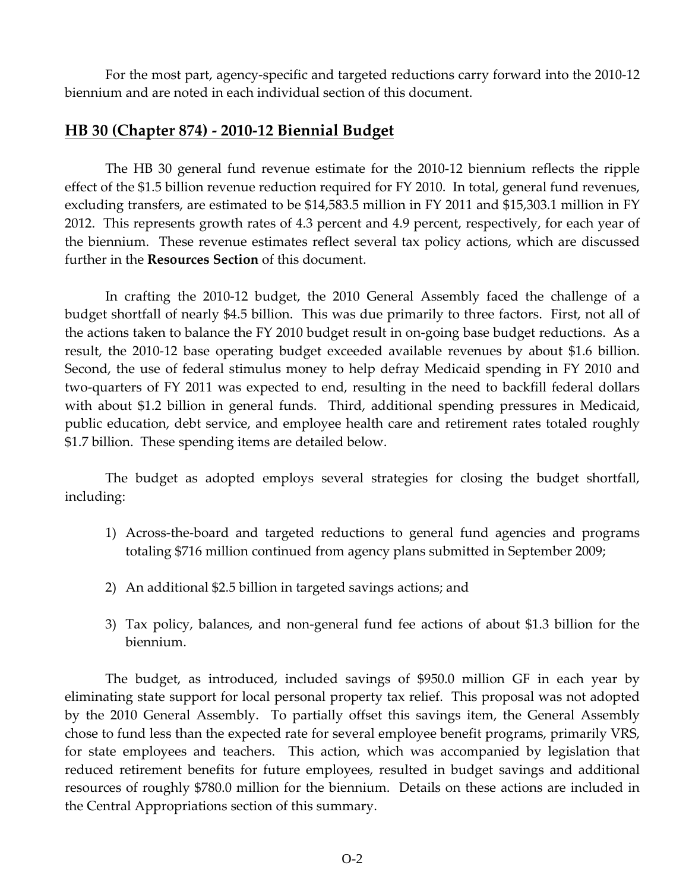For the most part, agency-specific and targeted reductions carry forward into the 2010-12 biennium and are noted in each individual section of this document.

## HB 30 (Chapter 874) - 2010-12 Biennial Budget

The HB 30 general fund revenue estimate for the 2010-12 biennium reflects the ripple effect of the $1.5 billion revenue reduction required for FY 2010. In total, general fund revenues, excluding transfers, are estimated to be $14,583.5 million in FY 2011 and $15,303.1 million in FY 2012. This represents growth rates of 4.3 percent and 4.9 percent, respectively, for each year of the biennium. These revenue estimates reflect several tax policy actions, which are discussed further in the **Resources Section** of this document.

In crafting the 2010-12 budget, the 2010 General Assembly faced the challenge of a budget shortfall of nearly $4.5 billion. This was due primarily to three factors. First, not all of the actions taken to balance the FY 2010 budget result in on-going base budget reductions. As a result, the 2010-12 base operating budget exceeded available revenues by about $1.6 billion. Second, the use of federal stimulus money to help defray Medicaid spending in FY 2010 and two-quarters of FY 2011 was expected to end, resulting in the need to backfill federal dollars with about $1.2 billion in general funds. Third, additional spending pressures in Medicaid, public education, debt service, and employee health care and retirement rates totaled roughly $1.7 billion. These spending items are detailed below.

The budget as adopted employs several strategies for closing the budget shortfall, including:

1) Across-the-board and targeted reductions to general fund agencies and programs totaling $716 million continued from agency plans submitted in September 2009;

2) An additional $2.5 billion in targeted savings actions; and

3) Tax policy, balances, and non-general fund fee actions of about $1.3 billion for the biennium.

The budget, as introduced, included savings of $950.0 million GF in each year by eliminating state support for local personal property tax relief. This proposal was not adopted by the 2010 General Assembly. To partially offset this savings item, the General Assembly chose to fund less than the expected rate for several employee benefit programs, primarily VRS, for state employees and teachers. This action, which was accompanied by legislation that reduced retirement benefits for future employees, resulted in budget savings and additional resources of roughly $780.0 million for the biennium. Details on these actions are included in the Central Appropriations section of this summary.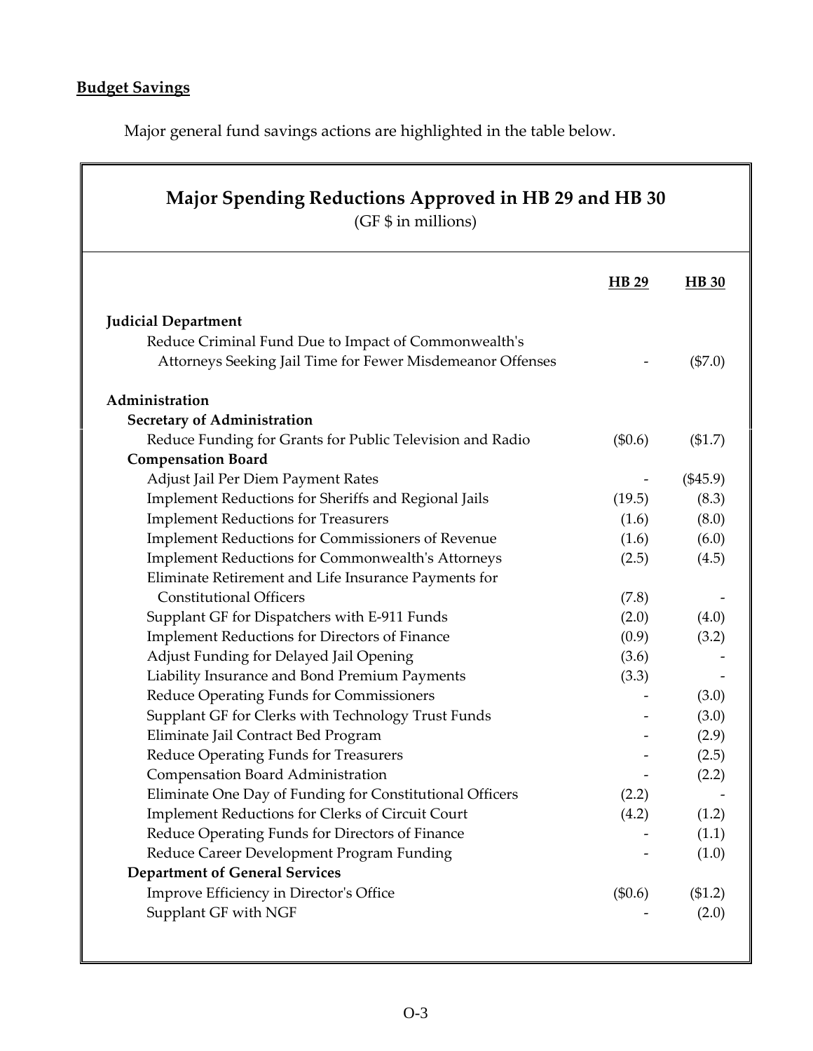**Budget Savings**

Major general fund savings actions are highlighted in the table below.

**Major Spending Reductions Approved in HB 29 and HB 30**
(GF $ in millions)

| | HB 29 | HB 30 |
|---|---|---|
| **Judicial Department** | | |
| Reduce Criminal Fund Due to Impact of Commonwealth's Attorneys Seeking Jail Time for Fewer Misdemeanor Offenses | - | ($7.0) |
| **Administration** | | |
| **Secretary of Administration** | | |
| Reduce Funding for Grants for Public Television and Radio | ($0.6) | ($1.7) |
| **Compensation Board** | | |
| Adjust Jail Per Diem Payment Rates | - | ($45.9) |
| Implement Reductions for Sheriffs and Regional Jails | (19.5) | (8.3) |
| Implement Reductions for Treasurers | (1.6) | (8.0) |
| Implement Reductions for Commissioners of Revenue | (1.6) | (6.0) |
| Implement Reductions for Commonwealth's Attorneys | (2.5) | (4.5) |
| Eliminate Retirement and Life Insurance Payments for Constitutional Officers | (7.8) | - |
| Supplant GF for Dispatchers with E-911 Funds | (2.0) | (4.0) |
| Implement Reductions for Directors of Finance | (0.9) | (3.2) |
| Adjust Funding for Delayed Jail Opening | (3.6) | - |
| Liability Insurance and Bond Premium Payments | (3.3) | - |
| Reduce Operating Funds for Commissioners | - | (3.0) |
| Supplant GF for Clerks with Technology Trust Funds | - | (3.0) |
| Eliminate Jail Contract Bed Program | - | (2.9) |
| Reduce Operating Funds for Treasurers | - | (2.5) |
| Compensation Board Administration | - | (2.2) |
| Eliminate One Day of Funding for Constitutional Officers | (2.2) | - |
| Implement Reductions for Clerks of Circuit Court | (4.2) | (1.2) |
| Reduce Operating Funds for Directors of Finance | - | (1.1) |
| Reduce Career Development Program Funding | - | (1.0) |
| **Department of General Services** | | |
| Improve Efficiency in Director's Office | ($0.6) | ($1.2) |
| Supplant GF with NGF | - | (2.0) |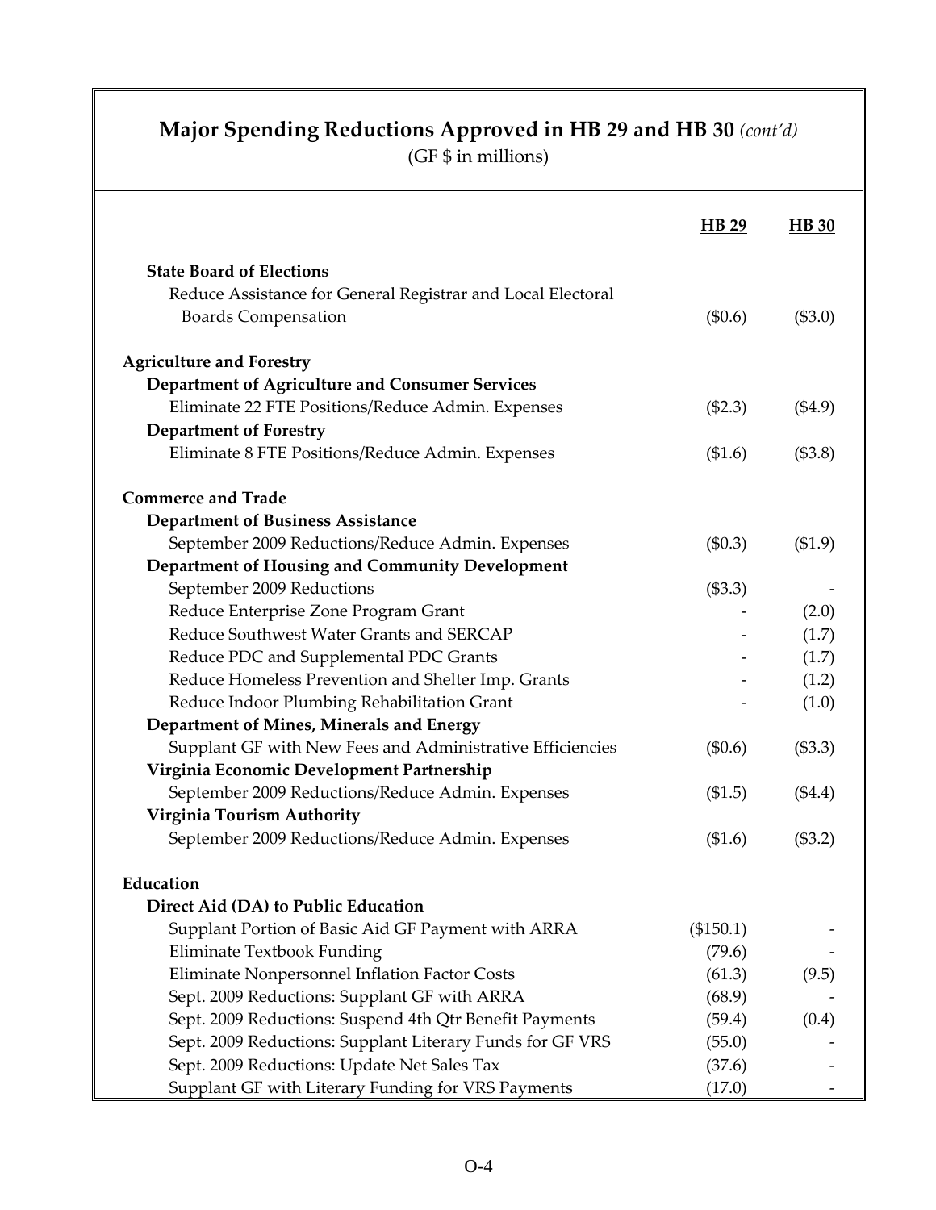## Major Spending Reductions Approved in HB 29 and HB 30 *(cont'd)*

(GF $ in millions)

| | HB 29 | HB 30 |
|---|---|---|
| **State Board of Elections** | | |
| Reduce Assistance for General Registrar and Local Electoral Boards Compensation | ($0.6) | ($3.0) |
| **Agriculture and Forestry** | | |
| **Department of Agriculture and Consumer Services** | | |
| Eliminate 22 FTE Positions/Reduce Admin. Expenses | ($2.3) | ($4.9) |
| **Department of Forestry** | | |
| Eliminate 8 FTE Positions/Reduce Admin. Expenses | ($1.6) | ($3.8) |
| **Commerce and Trade** | | |
| **Department of Business Assistance** | | |
| September 2009 Reductions/Reduce Admin. Expenses | ($0.3) | ($1.9) |
| **Department of Housing and Community Development** | | |
| September 2009 Reductions | ($3.3) | - |
| Reduce Enterprise Zone Program Grant | - | (2.0) |
| Reduce Southwest Water Grants and SERCAP | - | (1.7) |
| Reduce PDC and Supplemental PDC Grants | - | (1.7) |
| Reduce Homeless Prevention and Shelter Imp. Grants | - | (1.2) |
| Reduce Indoor Plumbing Rehabilitation Grant | - | (1.0) |
| **Department of Mines, Minerals and Energy** | | |
| Supplant GF with New Fees and Administrative Efficiencies | ($0.6) | ($3.3) |
| **Virginia Economic Development Partnership** | | |
| September 2009 Reductions/Reduce Admin. Expenses | ($1.5) | ($4.4) |
| **Virginia Tourism Authority** | | |
| September 2009 Reductions/Reduce Admin. Expenses | ($1.6) | ($3.2) |
| **Education** | | |
| **Direct Aid (DA) to Public Education** | | |
| Supplant Portion of Basic Aid GF Payment with ARRA | ($150.1) | - |
| Eliminate Textbook Funding | (79.6) | - |
| Eliminate Nonpersonnel Inflation Factor Costs | (61.3) | (9.5) |
| Sept. 2009 Reductions: Supplant GF with ARRA | (68.9) | - |
| Sept. 2009 Reductions: Suspend 4th Qtr Benefit Payments | (59.4) | (0.4) |
| Sept. 2009 Reductions: Supplant Literary Funds for GF VRS | (55.0) | - |
| Sept. 2009 Reductions: Update Net Sales Tax | (37.6) | - |
| Supplant GF with Literary Funding for VRS Payments | (17.0) | - |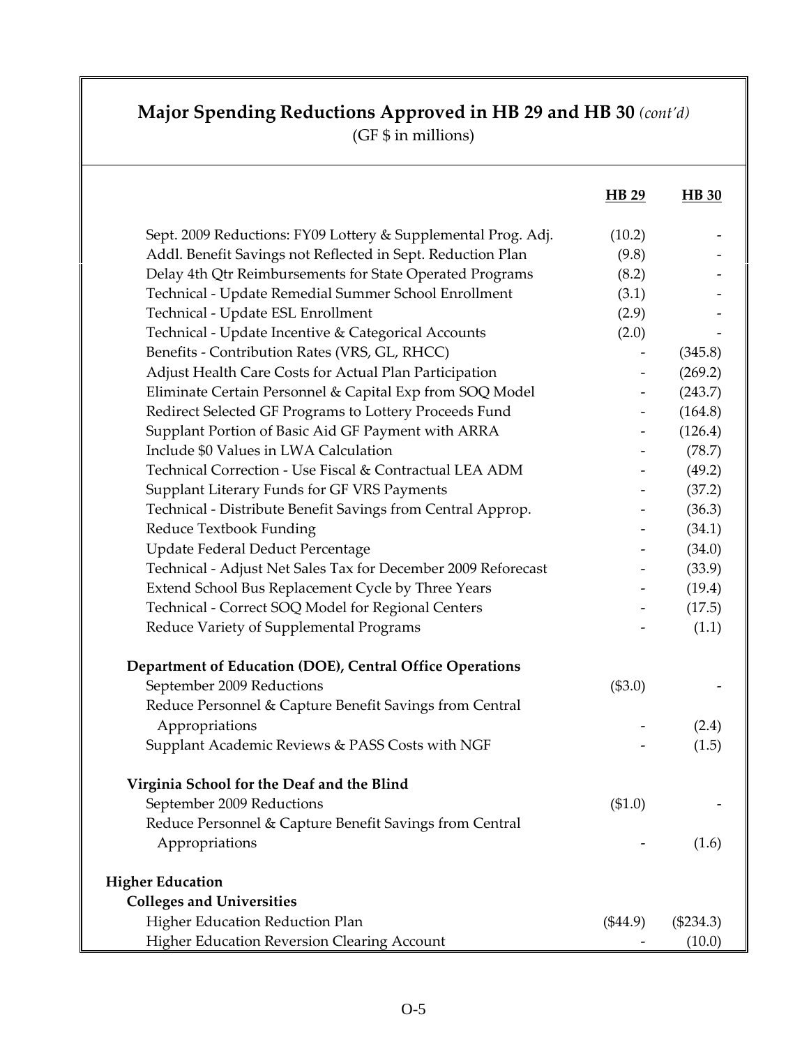## Major Spending Reductions Approved in HB 29 and HB 30 *(cont'd)*

(GF $ in millions)

| | HB 29 | HB 30 |
|---|---|---|
| Sept. 2009 Reductions: FY09 Lottery & Supplemental Prog. Adj. | (10.2) | - |
| Addl. Benefit Savings not Reflected in Sept. Reduction Plan | (9.8) | - |
| Delay 4th Qtr Reimbursements for State Operated Programs | (8.2) | - |
| Technical - Update Remedial Summer School Enrollment | (3.1) | - |
| Technical - Update ESL Enrollment | (2.9) | - |
| Technical - Update Incentive & Categorical Accounts | (2.0) | - |
| Benefits - Contribution Rates (VRS, GL, RHCC) | - | (345.8) |
| Adjust Health Care Costs for Actual Plan Participation | - | (269.2) |
| Eliminate Certain Personnel & Capital Exp from SOQ Model | - | (243.7) |
| Redirect Selected GF Programs to Lottery Proceeds Fund | - | (164.8) |
| Supplant Portion of Basic Aid GF Payment with ARRA | - | (126.4) |
| Include $0 Values in LWA Calculation | - | (78.7) |
| Technical Correction - Use Fiscal & Contractual LEA ADM | - | (49.2) |
| Supplant Literary Funds for GF VRS Payments | - | (37.2) |
| Technical - Distribute Benefit Savings from Central Approp. | - | (36.3) |
| Reduce Textbook Funding | - | (34.1) |
| Update Federal Deduct Percentage | - | (34.0) |
| Technical - Adjust Net Sales Tax for December 2009 Reforecast | - | (33.9) |
| Extend School Bus Replacement Cycle by Three Years | - | (19.4) |
| Technical - Correct SOQ Model for Regional Centers | - | (17.5) |
| Reduce Variety of Supplemental Programs | - | (1.1) |
| **Department of Education (DOE), Central Office Operations** | | |
| September 2009 Reductions | ($3.0) | - |
| Reduce Personnel & Capture Benefit Savings from Central Appropriations | - | (2.4) |
| Supplant Academic Reviews & PASS Costs with NGF | - | (1.5) |
| **Virginia School for the Deaf and the Blind** | | |
| September 2009 Reductions | ($1.0) | - |
| Reduce Personnel & Capture Benefit Savings from Central Appropriations | - | (1.6) |
| **Higher Education** | | |
| **Colleges and Universities** | | |
| Higher Education Reduction Plan | ($44.9) | ($234.3) |
| Higher Education Reversion Clearing Account | - | (10.0) |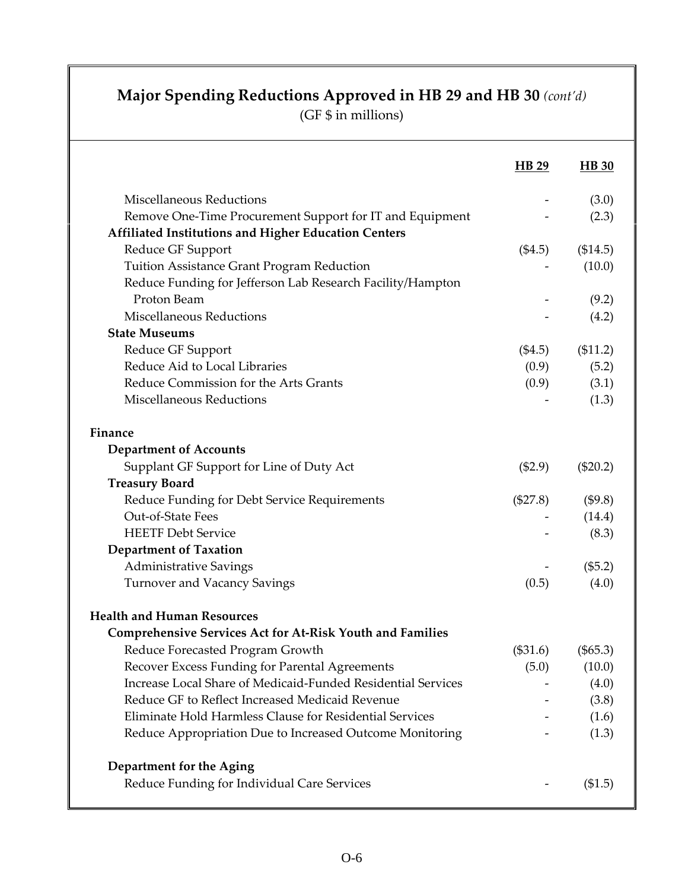## Major Spending Reductions Approved in HB 29 and HB 30 *(cont'd)*

(GF $ in millions)

| | HB 29 | HB 30 |
|---|---|---|
| Miscellaneous Reductions | - | (3.0) |
| Remove One-Time Procurement Support for IT and Equipment | - | (2.3) |
| **Affiliated Institutions and Higher Education Centers** | | |
| Reduce GF Support | ($4.5) | ($14.5) |
| Tuition Assistance Grant Program Reduction | - | (10.0) |
| Reduce Funding for Jefferson Lab Research Facility/Hampton Proton Beam | - | (9.2) |
| Miscellaneous Reductions | - | (4.2) |
| **State Museums** | | |
| Reduce GF Support | ($4.5) | ($11.2) |
| Reduce Aid to Local Libraries | (0.9) | (5.2) |
| Reduce Commission for the Arts Grants | (0.9) | (3.1) |
| Miscellaneous Reductions | - | (1.3) |
| | | |
| **Finance** | | |
| **Department of Accounts** | | |
| Supplant GF Support for Line of Duty Act | ($2.9) | ($20.2) |
| **Treasury Board** | | |
| Reduce Funding for Debt Service Requirements | ($27.8) | ($9.8) |
| Out-of-State Fees | - | (14.4) |
| HEETF Debt Service | - | (8.3) |
| **Department of Taxation** | | |
| Administrative Savings | - | ($5.2) |
| Turnover and Vacancy Savings | (0.5) | (4.0) |
| | | |
| **Health and Human Resources** | | |
| **Comprehensive Services Act for At-Risk Youth and Families** | | |
| Reduce Forecasted Program Growth | ($31.6) | ($65.3) |
| Recover Excess Funding for Parental Agreements | (5.0) | (10.0) |
| Increase Local Share of Medicaid-Funded Residential Services | - | (4.0) |
| Reduce GF to Reflect Increased Medicaid Revenue | - | (3.8) |
| Eliminate Hold Harmless Clause for Residential Services | - | (1.6) |
| Reduce Appropriation Due to Increased Outcome Monitoring | - | (1.3) |
| | | |
| **Department for the Aging** | | |
| Reduce Funding for Individual Care Services | - | ($1.5) |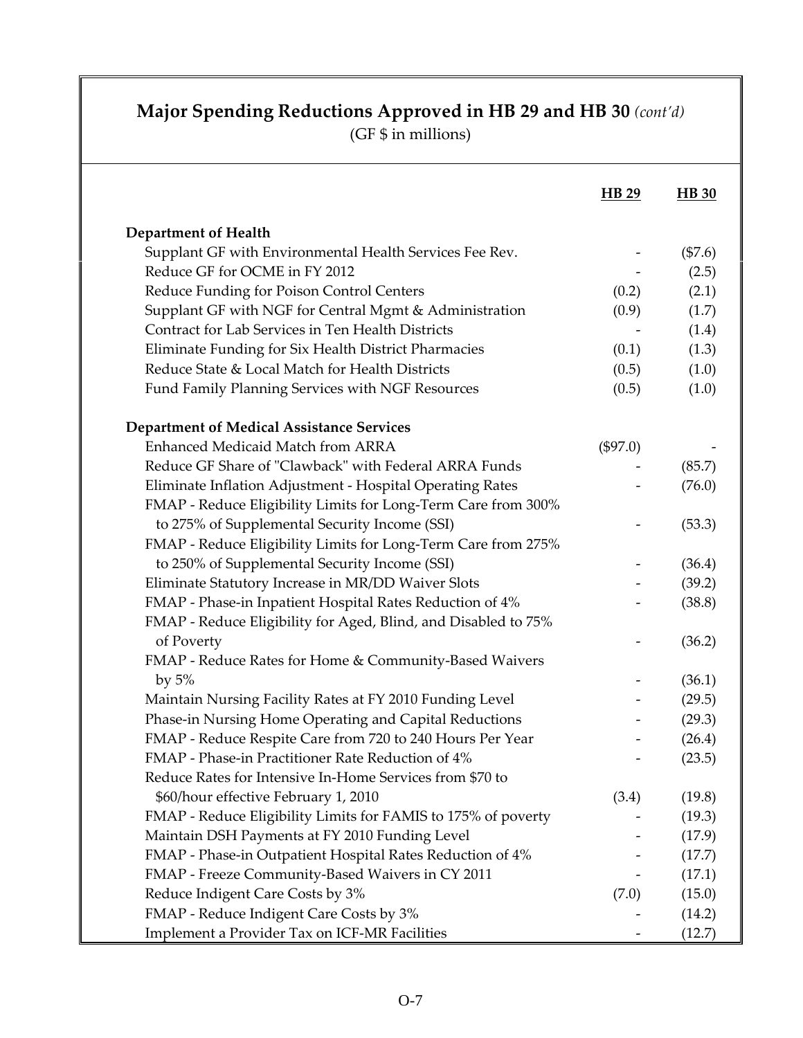## **Major Spending Reductions Approved in HB 29 and HB 30** *(cont'd)*

(GF $ in millions)

| | HB 29 | HB 30 |
|---|---|---|
| **Department of Health** | | |
| Supplant GF with Environmental Health Services Fee Rev. | - | ($7.6) |
| Reduce GF for OCME in FY 2012 | - | (2.5) |
| Reduce Funding for Poison Control Centers | (0.2) | (2.1) |
| Supplant GF with NGF for Central Mgmt & Administration | (0.9) | (1.7) |
| Contract for Lab Services in Ten Health Districts | - | (1.4) |
| Eliminate Funding for Six Health District Pharmacies | (0.1) | (1.3) |
| Reduce State & Local Match for Health Districts | (0.5) | (1.0) |
| Fund Family Planning Services with NGF Resources | (0.5) | (1.0) |
| **Department of Medical Assistance Services** | | |
| Enhanced Medicaid Match from ARRA | ($97.0) | - |
| Reduce GF Share of "Clawback" with Federal ARRA Funds | - | (85.7) |
| Eliminate Inflation Adjustment - Hospital Operating Rates | - | (76.0) |
| FMAP - Reduce Eligibility Limits for Long-Term Care from 300% to 275% of Supplemental Security Income (SSI) | - | (53.3) |
| FMAP - Reduce Eligibility Limits for Long-Term Care from 275% to 250% of Supplemental Security Income (SSI) | - | (36.4) |
| Eliminate Statutory Increase in MR/DD Waiver Slots | - | (39.2) |
| FMAP - Phase-in Inpatient Hospital Rates Reduction of 4% | - | (38.8) |
| FMAP - Reduce Eligibility for Aged, Blind, and Disabled to 75% of Poverty | - | (36.2) |
| FMAP - Reduce Rates for Home & Community-Based Waivers by 5% | - | (36.1) |
| Maintain Nursing Facility Rates at FY 2010 Funding Level | - | (29.5) |
| Phase-in Nursing Home Operating and Capital Reductions | - | (29.3) |
| FMAP - Reduce Respite Care from 720 to 240 Hours Per Year | - | (26.4) |
| FMAP - Phase-in Practitioner Rate Reduction of 4% | - | (23.5) |
| Reduce Rates for Intensive In-Home Services from $70 to $60/hour effective February 1, 2010 | (3.4) | (19.8) |
| FMAP - Reduce Eligibility Limits for FAMIS to 175% of poverty | - | (19.3) |
| Maintain DSH Payments at FY 2010 Funding Level | - | (17.9) |
| FMAP - Phase-in Outpatient Hospital Rates Reduction of 4% | - | (17.7) |
| FMAP - Freeze Community-Based Waivers in CY 2011 | - | (17.1) |
| Reduce Indigent Care Costs by 3% | (7.0) | (15.0) |
| FMAP - Reduce Indigent Care Costs by 3% | - | (14.2) |
| Implement a Provider Tax on ICF-MR Facilities | - | (12.7) |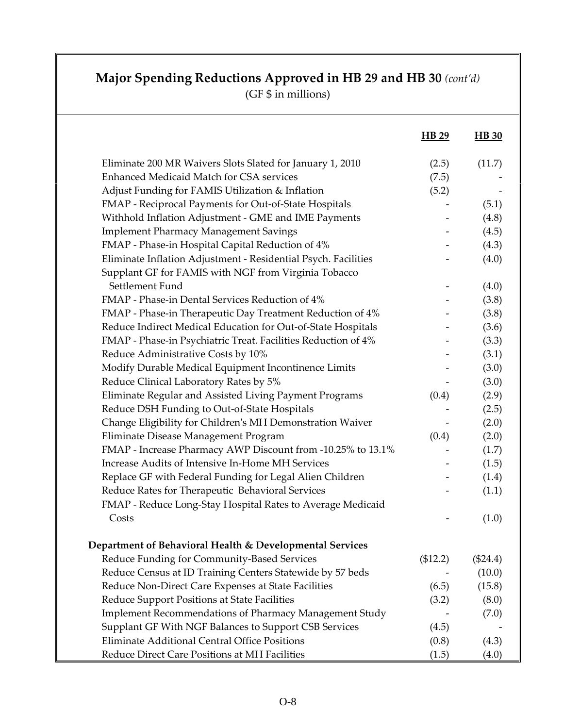## Major Spending Reductions Approved in HB 29 and HB 30 *(cont'd)*

(GF $ in millions)

| | HB 29 | HB 30 |
|---|---|---|
| Eliminate 200 MR Waivers Slots Slated for January 1, 2010 | (2.5) | (11.7) |
| Enhanced Medicaid Match for CSA services | (7.5) | - |
| Adjust Funding for FAMIS Utilization & Inflation | (5.2) | - |
| FMAP - Reciprocal Payments for Out-of-State Hospitals | - | (5.1) |
| Withhold Inflation Adjustment - GME and IME Payments | - | (4.8) |
| Implement Pharmacy Management Savings | - | (4.5) |
| FMAP - Phase-in Hospital Capital Reduction of 4% | - | (4.3) |
| Eliminate Inflation Adjustment - Residential Psych. Facilities | - | (4.0) |
| Supplant GF for FAMIS with NGF from Virginia Tobacco Settlement Fund | - | (4.0) |
| FMAP - Phase-in Dental Services Reduction of 4% | - | (3.8) |
| FMAP - Phase-in Therapeutic Day Treatment Reduction of 4% | - | (3.8) |
| Reduce Indirect Medical Education for Out-of-State Hospitals | - | (3.6) |
| FMAP - Phase-in Psychiatric Treat. Facilities Reduction of 4% | - | (3.3) |
| Reduce Administrative Costs by 10% | - | (3.1) |
| Modify Durable Medical Equipment Incontinence Limits | - | (3.0) |
| Reduce Clinical Laboratory Rates by 5% | - | (3.0) |
| Eliminate Regular and Assisted Living Payment Programs | (0.4) | (2.9) |
| Reduce DSH Funding to Out-of-State Hospitals | - | (2.5) |
| Change Eligibility for Children's MH Demonstration Waiver | - | (2.0) |
| Eliminate Disease Management Program | (0.4) | (2.0) |
| FMAP - Increase Pharmacy AWP Discount from -10.25% to 13.1% | - | (1.7) |
| Increase Audits of Intensive In-Home MH Services | - | (1.5) |
| Replace GF with Federal Funding for Legal Alien Children | - | (1.4) |
| Reduce Rates for Therapeutic Behavioral Services | - | (1.1) |
| FMAP - Reduce Long-Stay Hospital Rates to Average Medicaid Costs | - | (1.0) |
| **Department of Behavioral Health & Developmental Services** | | |
| Reduce Funding for Community-Based Services | ($12.2) | ($24.4) |
| Reduce Census at ID Training Centers Statewide by 57 beds | - | (10.0) |
| Reduce Non-Direct Care Expenses at State Facilities | (6.5) | (15.8) |
| Reduce Support Positions at State Facilities | (3.2) | (8.0) |
| Implement Recommendations of Pharmacy Management Study | - | (7.0) |
| Supplant GF With NGF Balances to Support CSB Services | (4.5) | - |
| Eliminate Additional Central Office Positions | (0.8) | (4.3) |
| Reduce Direct Care Positions at MH Facilities | (1.5) | (4.0) |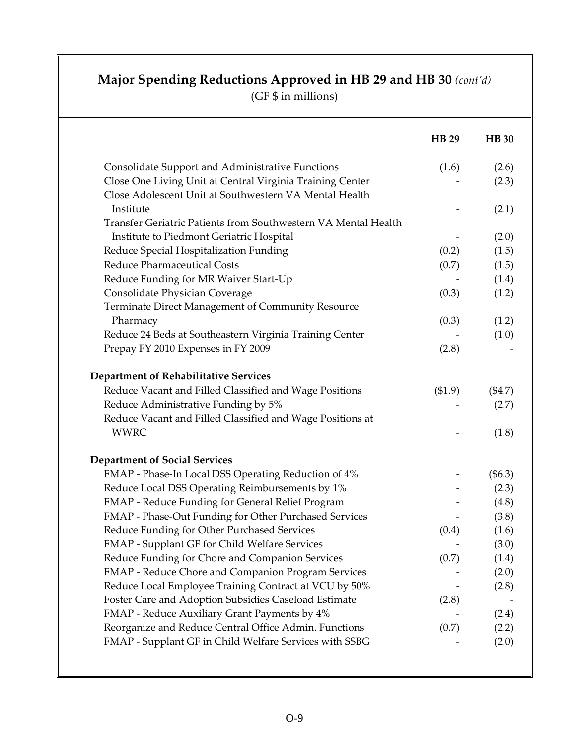## Major Spending Reductions Approved in HB 29 and HB 30 *(cont'd)*

(GF $ in millions)

| | HB 29 | HB 30 |
|---|---|---|
| Consolidate Support and Administrative Functions | (1.6) | (2.6) |
| Close One Living Unit at Central Virginia Training Center | - | (2.3) |
| Close Adolescent Unit at Southwestern VA Mental Health Institute | - | (2.1) |
| Transfer Geriatric Patients from Southwestern VA Mental Health Institute to Piedmont Geriatric Hospital | - | (2.0) |
| Reduce Special Hospitalization Funding | (0.2) | (1.5) |
| Reduce Pharmaceutical Costs | (0.7) | (1.5) |
| Reduce Funding for MR Waiver Start-Up | - | (1.4) |
| Consolidate Physician Coverage | (0.3) | (1.2) |
| Terminate Direct Management of Community Resource Pharmacy | (0.3) | (1.2) |
| Reduce 24 Beds at Southeastern Virginia Training Center | - | (1.0) |
| Prepay FY 2010 Expenses in FY 2009 | (2.8) | - |
| **Department of Rehabilitative Services** | | |
| Reduce Vacant and Filled Classified and Wage Positions | ($1.9) | ($4.7) |
| Reduce Administrative Funding by 5% | - | (2.7) |
| Reduce Vacant and Filled Classified and Wage Positions at WWRC | - | (1.8) |
| **Department of Social Services** | | |
| FMAP - Phase-In Local DSS Operating Reduction of 4% | - | ($6.3) |
| Reduce Local DSS Operating Reimbursements by 1% | - | (2.3) |
| FMAP - Reduce Funding for General Relief Program | - | (4.8) |
| FMAP - Phase-Out Funding for Other Purchased Services | - | (3.8) |
| Reduce Funding for Other Purchased Services | (0.4) | (1.6) |
| FMAP - Supplant GF for Child Welfare Services | - | (3.0) |
| Reduce Funding for Chore and Companion Services | (0.7) | (1.4) |
| FMAP - Reduce Chore and Companion Program Services | - | (2.0) |
| Reduce Local Employee Training Contract at VCU by 50% | - | (2.8) |
| Foster Care and Adoption Subsidies Caseload Estimate | (2.8) | - |
| FMAP - Reduce Auxiliary Grant Payments by 4% | - | (2.4) |
| Reorganize and Reduce Central Office Admin. Functions | (0.7) | (2.2) |
| FMAP - Supplant GF in Child Welfare Services with SSBG | - | (2.0) |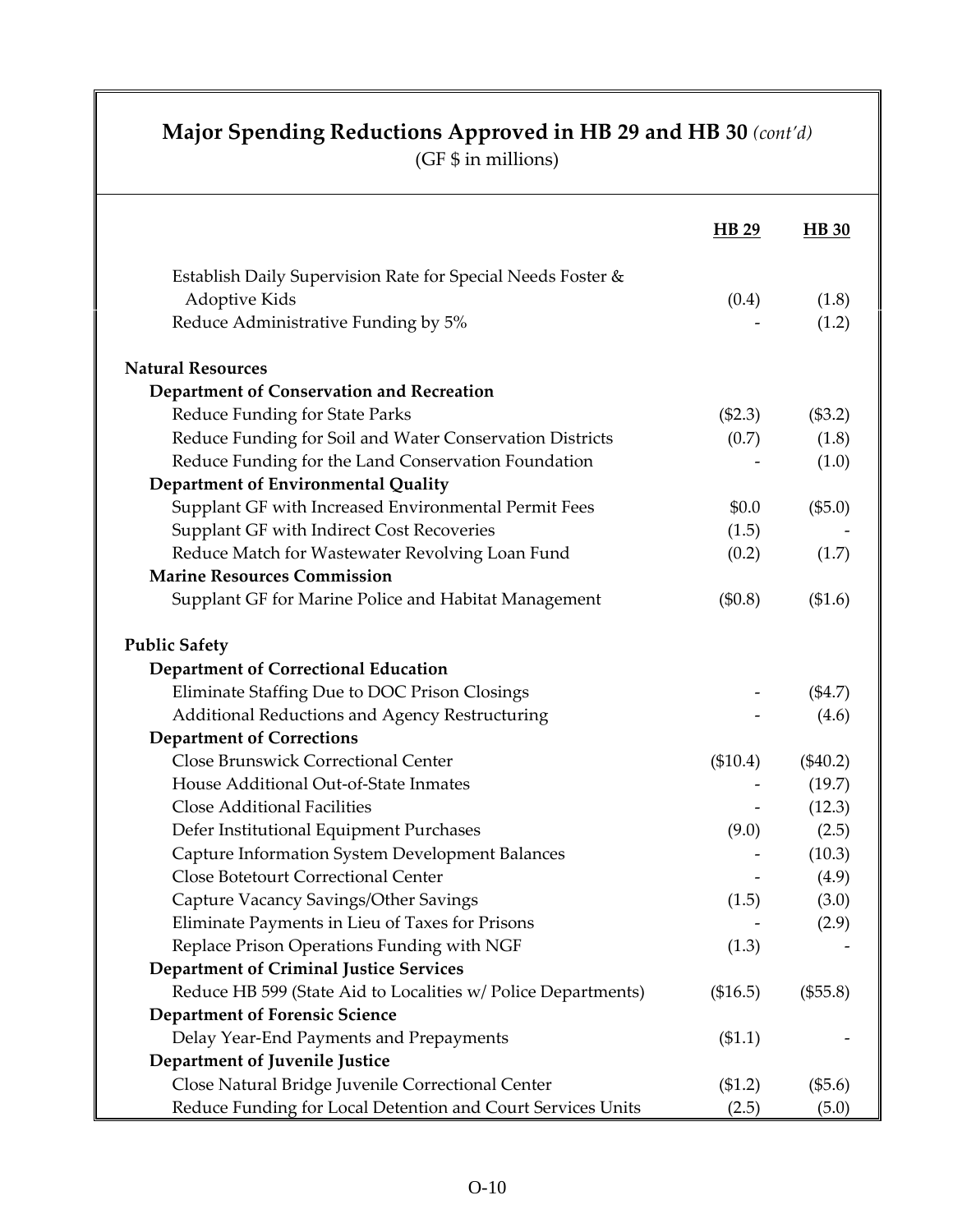## Major Spending Reductions Approved in HB 29 and HB 30 *(cont'd)*

(GF $ in millions)

| | HB 29 | HB 30 |
|---|---|---|
| Establish Daily Supervision Rate for Special Needs Foster & Adoptive Kids | (0.4) | (1.8) |
| Reduce Administrative Funding by 5% | - | (1.2) |
| **Natural Resources** | | |
| **Department of Conservation and Recreation** | | |
| Reduce Funding for State Parks | ($2.3) | ($3.2) |
| Reduce Funding for Soil and Water Conservation Districts | (0.7) | (1.8) |
| Reduce Funding for the Land Conservation Foundation | - | (1.0) |
| **Department of Environmental Quality** | | |
| Supplant GF with Increased Environmental Permit Fees | $0.0 | ($5.0) |
| Supplant GF with Indirect Cost Recoveries | (1.5) | - |
| Reduce Match for Wastewater Revolving Loan Fund | (0.2) | (1.7) |
| **Marine Resources Commission** | | |
| Supplant GF for Marine Police and Habitat Management | ($0.8) | ($1.6) |
| **Public Safety** | | |
| **Department of Correctional Education** | | |
| Eliminate Staffing Due to DOC Prison Closings | - | ($4.7) |
| Additional Reductions and Agency Restructuring | - | (4.6) |
| **Department of Corrections** | | |
| Close Brunswick Correctional Center | ($10.4) | ($40.2) |
| House Additional Out-of-State Inmates | - | (19.7) |
| Close Additional Facilities | - | (12.3) |
| Defer Institutional Equipment Purchases | (9.0) | (2.5) |
| Capture Information System Development Balances | - | (10.3) |
| Close Botetourt Correctional Center | - | (4.9) |
| Capture Vacancy Savings/Other Savings | (1.5) | (3.0) |
| Eliminate Payments in Lieu of Taxes for Prisons | - | (2.9) |
| Replace Prison Operations Funding with NGF | (1.3) | - |
| **Department of Criminal Justice Services** | | |
| Reduce HB 599 (State Aid to Localities w/ Police Departments) | ($16.5) | ($55.8) |
| **Department of Forensic Science** | | |
| Delay Year-End Payments and Prepayments | ($1.1) | - |
| **Department of Juvenile Justice** | | |
| Close Natural Bridge Juvenile Correctional Center | ($1.2) | ($5.6) |
| Reduce Funding for Local Detention and Court Services Units | (2.5) | (5.0) |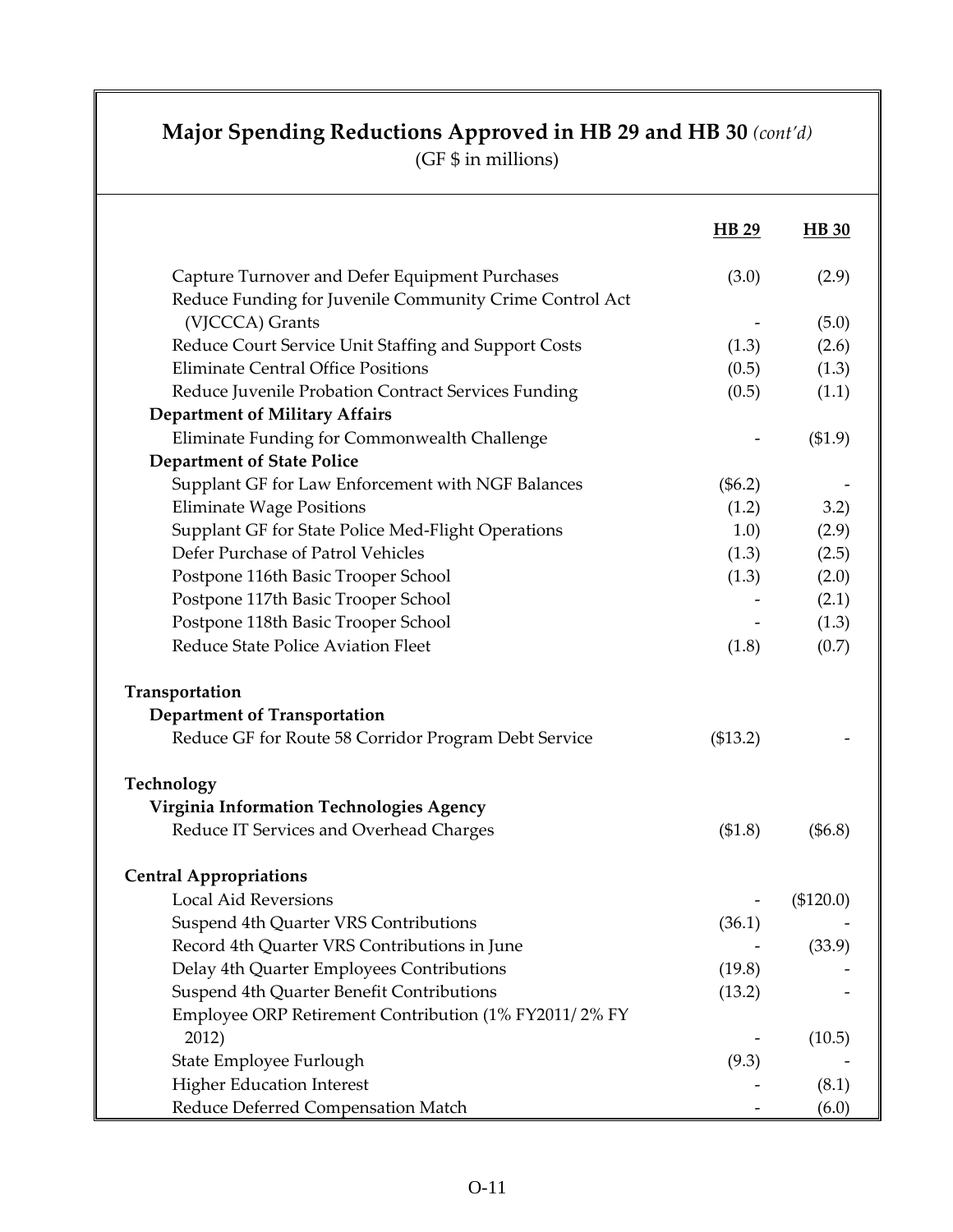## Major Spending Reductions Approved in HB 29 and HB 30 *(cont'd)*

(GF $ in millions)

| | HB 29 | HB 30 |
|---|---|---|
| Capture Turnover and Defer Equipment Purchases | (3.0) | (2.9) |
| Reduce Funding for Juvenile Community Crime Control Act (VJCCCA) Grants | - | (5.0) |
| Reduce Court Service Unit Staffing and Support Costs | (1.3) | (2.6) |
| Eliminate Central Office Positions | (0.5) | (1.3) |
| Reduce Juvenile Probation Contract Services Funding | (0.5) | (1.1) |
| **Department of Military Affairs** | | |
| Eliminate Funding for Commonwealth Challenge | - | ($1.9) |
| **Department of State Police** | | |
| Supplant GF for Law Enforcement with NGF Balances | ($6.2) | - |
| Eliminate Wage Positions | (1.2) | 3.2) |
| Supplant GF for State Police Med-Flight Operations | 1.0) | (2.9) |
| Defer Purchase of Patrol Vehicles | (1.3) | (2.5) |
| Postpone 116th Basic Trooper School | (1.3) | (2.0) |
| Postpone 117th Basic Trooper School | - | (2.1) |
| Postpone 118th Basic Trooper School | - | (1.3) |
| Reduce State Police Aviation Fleet | (1.8) | (0.7) |
| **Transportation** | | |
| **Department of Transportation** | | |
| Reduce GF for Route 58 Corridor Program Debt Service | ($13.2) | - |
| **Technology** | | |
| **Virginia Information Technologies Agency** | | |
| Reduce IT Services and Overhead Charges | ($1.8) | ($6.8) |
| **Central Appropriations** | | |
| Local Aid Reversions | - | ($120.0) |
| Suspend 4th Quarter VRS Contributions | (36.1) | - |
| Record 4th Quarter VRS Contributions in June | - | (33.9) |
| Delay 4th Quarter Employees Contributions | (19.8) | - |
| Suspend 4th Quarter Benefit Contributions | (13.2) | - |
| Employee ORP Retirement Contribution (1% FY2011/ 2% FY 2012) | - | (10.5) |
| State Employee Furlough | (9.3) | - |
| Higher Education Interest | - | (8.1) |
| Reduce Deferred Compensation Match | - | (6.0) |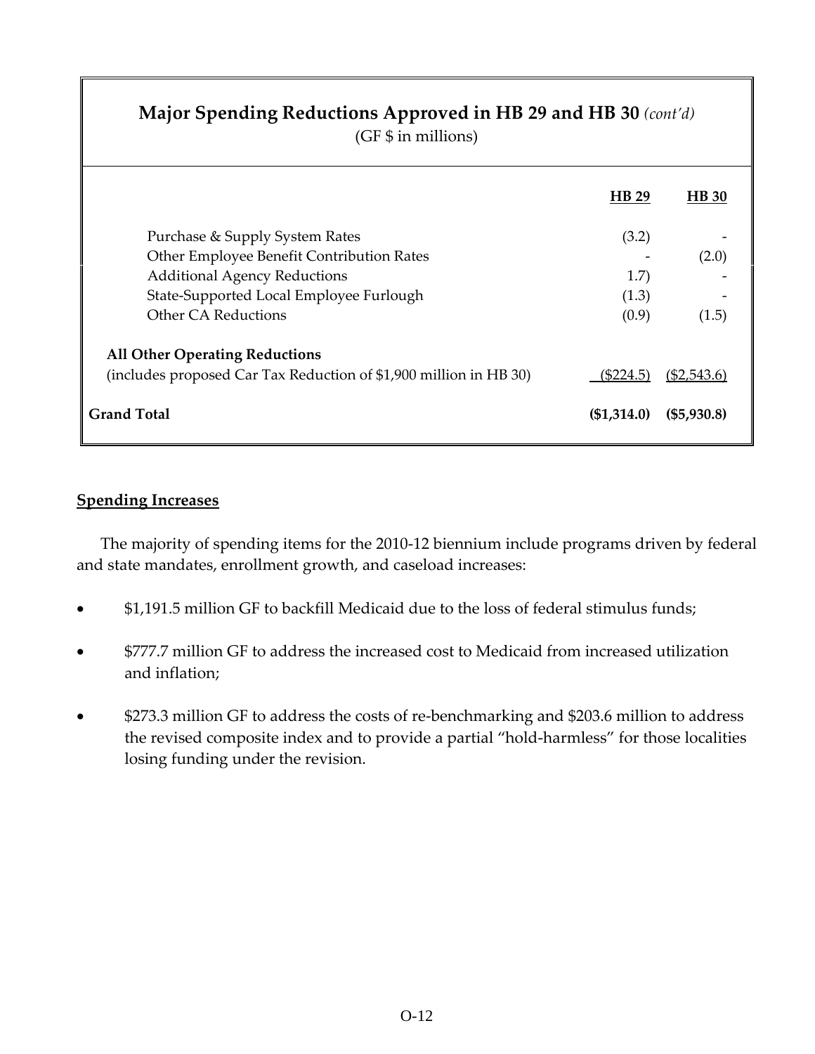**Major Spending Reductions Approved in HB 29 and HB 30** *(cont'd)*
(GF $ in millions)

| | HB 29 | HB 30 |
|---|---|---|
| Purchase & Supply System Rates | (3.2) | - |
| Other Employee Benefit Contribution Rates | - | (2.0) |
| Additional Agency Reductions | 1.7) | - |
| State-Supported Local Employee Furlough | (1.3) | - |
| Other CA Reductions | (0.9) | (1.5) |
| **All Other Operating Reductions** (includes proposed Car Tax Reduction of $1,900 million in HB 30) | ($224.5) | ($2,543.6) |
| **Grand Total** | **($1,314.0)** | **($5,930.8)** |

## Spending Increases

The majority of spending items for the 2010-12 biennium include programs driven by federal and state mandates, enrollment growth, and caseload increases:

- $1,191.5 million GF to backfill Medicaid due to the loss of federal stimulus funds;
- $777.7 million GF to address the increased cost to Medicaid from increased utilization and inflation;
- $273.3 million GF to address the costs of re-benchmarking and $203.6 million to address the revised composite index and to provide a partial "hold-harmless" for those localities losing funding under the revision.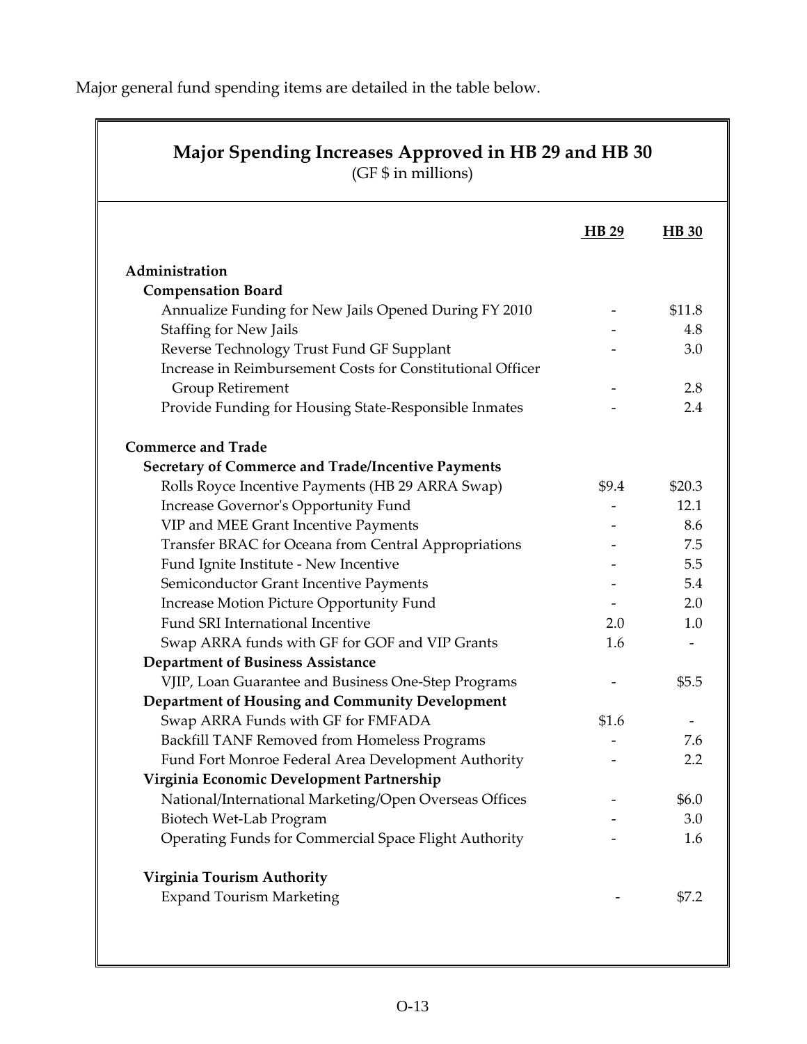Major general fund spending items are detailed in the table below.

**Major Spending Increases Approved in HB 29 and HB 30**
(GF $ in millions)

| | HB 29 | HB 30 |
|---|---|---|
| **Administration** | | |
| **Compensation Board** | | |
| Annualize Funding for New Jails Opened During FY 2010 | - | $11.8 |
| Staffing for New Jails | - | 4.8 |
| Reverse Technology Trust Fund GF Supplant | - | 3.0 |
| Increase in Reimbursement Costs for Constitutional Officer Group Retirement | - | 2.8 |
| Provide Funding for Housing State-Responsible Inmates | - | 2.4 |
| **Commerce and Trade** | | |
| **Secretary of Commerce and Trade/Incentive Payments** | | |
| Rolls Royce Incentive Payments (HB 29 ARRA Swap) | $9.4 | $20.3 |
| Increase Governor's Opportunity Fund | - | 12.1 |
| VIP and MEE Grant Incentive Payments | - | 8.6 |
| Transfer BRAC for Oceana from Central Appropriations | - | 7.5 |
| Fund Ignite Institute - New Incentive | - | 5.5 |
| Semiconductor Grant Incentive Payments | - | 5.4 |
| Increase Motion Picture Opportunity Fund | - | 2.0 |
| Fund SRI International Incentive | 2.0 | 1.0 |
| Swap ARRA funds with GF for GOF and VIP Grants | 1.6 | - |
| **Department of Business Assistance** | | |
| VJIP, Loan Guarantee and Business One-Step Programs | - | $5.5 |
| **Department of Housing and Community Development** | | |
| Swap ARRA Funds with GF for FMFADA | $1.6 | - |
| Backfill TANF Removed from Homeless Programs | - | 7.6 |
| Fund Fort Monroe Federal Area Development Authority | - | 2.2 |
| **Virginia Economic Development Partnership** | | |
| National/International Marketing/Open Overseas Offices | - | $6.0 |
| Biotech Wet-Lab Program | - | 3.0 |
| Operating Funds for Commercial Space Flight Authority | - | 1.6 |
| **Virginia Tourism Authority** | | |
| Expand Tourism Marketing | - | $7.2 |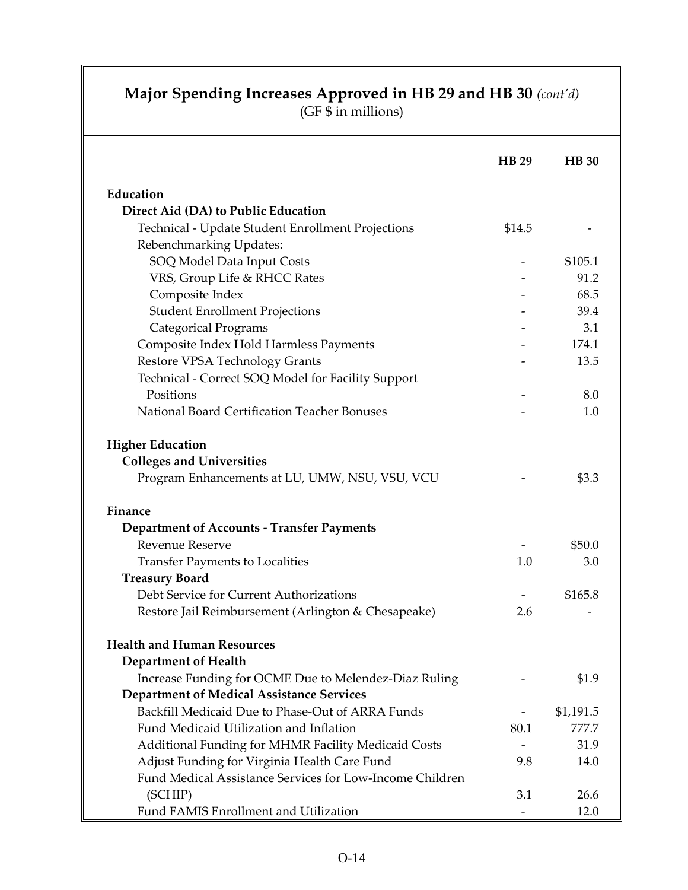## Major Spending Increases Approved in HB 29 and HB 30 *(cont'd)*

(GF $ in millions)

| | HB 29 | HB 30 |
|---|---|---|
| **Education** | | |
| **Direct Aid (DA) to Public Education** | | |
| Technical - Update Student Enrollment Projections | $14.5 | - |
| Rebenchmarking Updates: | | |
| SOQ Model Data Input Costs | - | $105.1 |
| VRS, Group Life & RHCC Rates | - | 91.2 |
| Composite Index | - | 68.5 |
| Student Enrollment Projections | - | 39.4 |
| Categorical Programs | - | 3.1 |
| Composite Index Hold Harmless Payments | - | 174.1 |
| Restore VPSA Technology Grants | - | 13.5 |
| Technical - Correct SOQ Model for Facility Support Positions | - | 8.0 |
| National Board Certification Teacher Bonuses | - | 1.0 |
| **Higher Education** | | |
| **Colleges and Universities** | | |
| Program Enhancements at LU, UMW, NSU, VSU, VCU | - | $3.3 |
| **Finance** | | |
| **Department of Accounts - Transfer Payments** | | |
| Revenue Reserve | - | $50.0 |
| Transfer Payments to Localities | 1.0 | 3.0 |
| **Treasury Board** | | |
| Debt Service for Current Authorizations | - | $165.8 |
| Restore Jail Reimbursement (Arlington & Chesapeake) | 2.6 | - |
| **Health and Human Resources** | | |
| **Department of Health** | | |
| Increase Funding for OCME Due to Melendez-Diaz Ruling | - | $1.9 |
| **Department of Medical Assistance Services** | | |
| Backfill Medicaid Due to Phase-Out of ARRA Funds | - | $1,191.5 |
| Fund Medicaid Utilization and Inflation | 80.1 | 777.7 |
| Additional Funding for MHMR Facility Medicaid Costs | - | 31.9 |
| Adjust Funding for Virginia Health Care Fund | 9.8 | 14.0 |
| Fund Medical Assistance Services for Low-Income Children (SCHIP) | 3.1 | 26.6 |
| Fund FAMIS Enrollment and Utilization | - | 12.0 |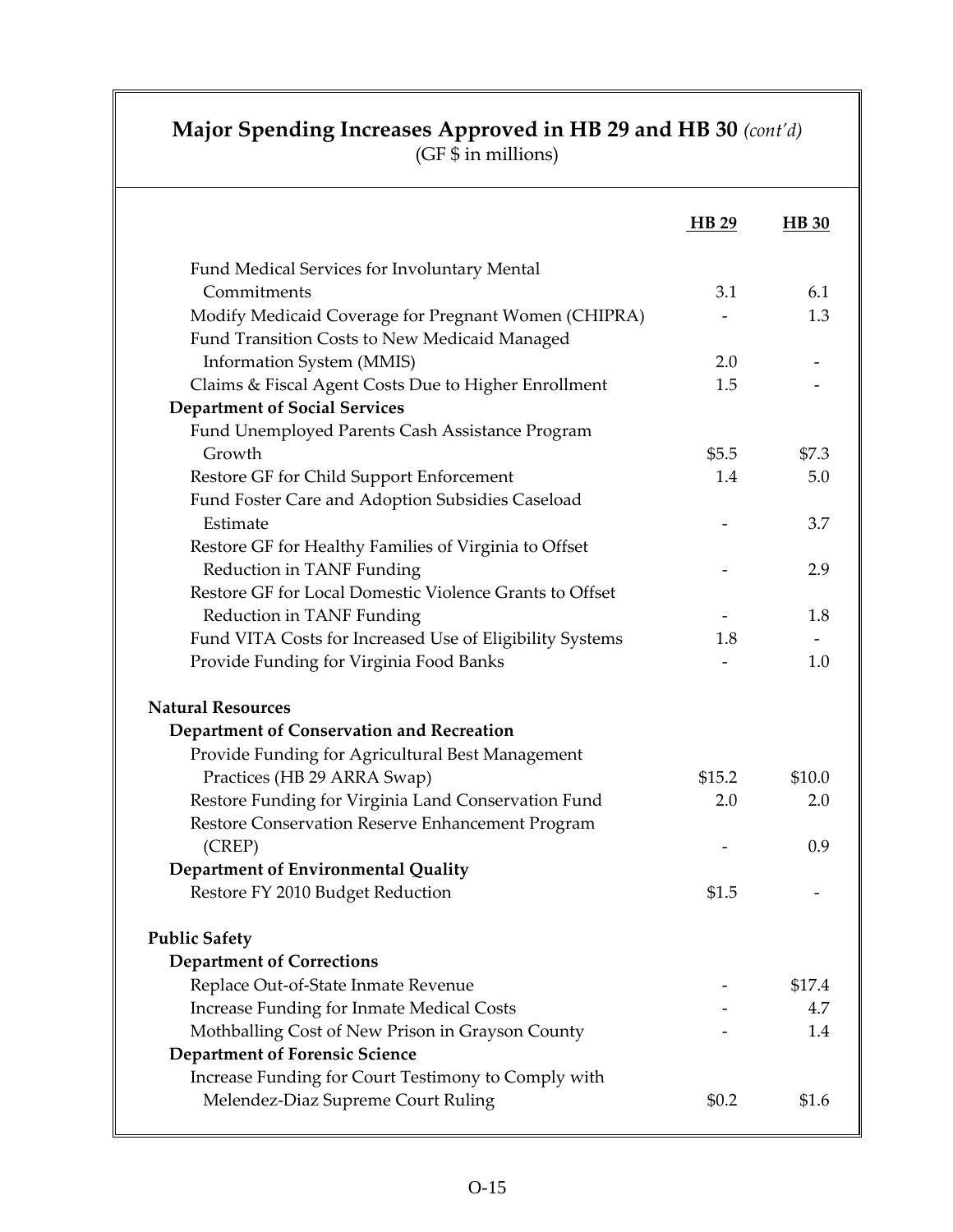## Major Spending Increases Approved in HB 29 and HB 30 *(cont'd)*

(GF $ in millions)

| | HB 29 | HB 30 |
|---|---|---|
| Fund Medical Services for Involuntary Mental Commitments | 3.1 | 6.1 |
| Modify Medicaid Coverage for Pregnant Women (CHIPRA) | - | 1.3 |
| Fund Transition Costs to New Medicaid Managed Information System (MMIS) | 2.0 | - |
| Claims & Fiscal Agent Costs Due to Higher Enrollment | 1.5 | - |
| **Department of Social Services** | | |
| Fund Unemployed Parents Cash Assistance Program Growth | $5.5 | $7.3 |
| Restore GF for Child Support Enforcement | 1.4 | 5.0 |
| Fund Foster Care and Adoption Subsidies Caseload Estimate | - | 3.7 |
| Restore GF for Healthy Families of Virginia to Offset Reduction in TANF Funding | - | 2.9 |
| Restore GF for Local Domestic Violence Grants to Offset Reduction in TANF Funding | - | 1.8 |
| Fund VITA Costs for Increased Use of Eligibility Systems | 1.8 | - |
| Provide Funding for Virginia Food Banks | - | 1.0 |
| | | |
| **Natural Resources** | | |
| **Department of Conservation and Recreation** | | |
| Provide Funding for Agricultural Best Management Practices (HB 29 ARRA Swap) | $15.2 | $10.0 |
| Restore Funding for Virginia Land Conservation Fund | 2.0 | 2.0 |
| Restore Conservation Reserve Enhancement Program (CREP) | - | 0.9 |
| **Department of Environmental Quality** | | |
| Restore FY 2010 Budget Reduction | $1.5 | - |
| | | |
| **Public Safety** | | |
| **Department of Corrections** | | |
| Replace Out-of-State Inmate Revenue | - | $17.4 |
| Increase Funding for Inmate Medical Costs | - | 4.7 |
| Mothballing Cost of New Prison in Grayson County | - | 1.4 |
| **Department of Forensic Science** | | |
| Increase Funding for Court Testimony to Comply with Melendez-Diaz Supreme Court Ruling | $0.2 | $1.6 |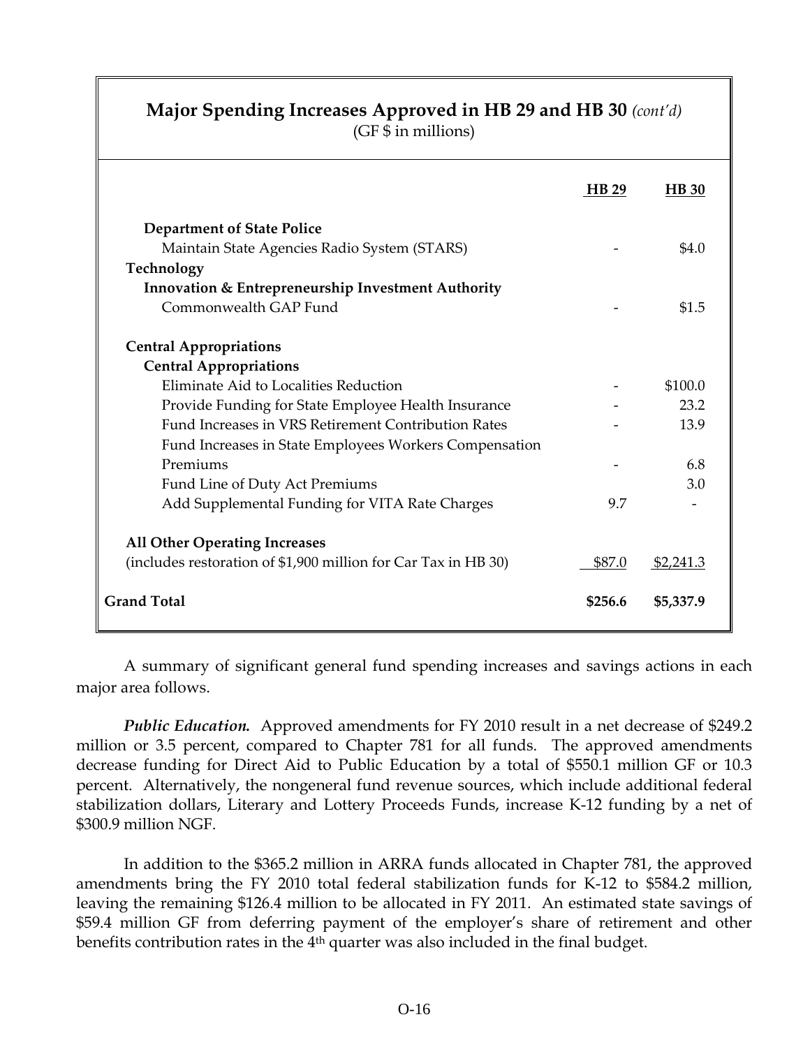| **Major Spending Increases Approved in HB 29 and HB 30** *(cont'd)* (GF $ in millions) | | |
|---|---|---|
| | **HB 29** | **HB 30** |
| **Department of State Police** | | |
| Maintain State Agencies Radio System (STARS) | - | $4.0 |
| **Technology** | | |
| **Innovation & Entrepreneurship Investment Authority** | | |
| Commonwealth GAP Fund | - | $1.5 |
| **Central Appropriations** | | |
| **Central Appropriations** | | |
| Eliminate Aid to Localities Reduction | - | $100.0 |
| Provide Funding for State Employee Health Insurance | - | 23.2 |
| Fund Increases in VRS Retirement Contribution Rates | - | 13.9 |
| Fund Increases in State Employees Workers Compensation Premiums | - | 6.8 |
| Fund Line of Duty Act Premiums | | 3.0 |
| Add Supplemental Funding for VITA Rate Charges | 9.7 | - |
| **All Other Operating Increases** (includes restoration of $1,900 million for Car Tax in HB 30) | $87.0 | $2,241.3 |
| **Grand Total** | **$256.6** | **$5,337.9** |

A summary of significant general fund spending increases and savings actions in each major area follows.

***Public Education.*** Approved amendments for FY 2010 result in a net decrease of $249.2 million or 3.5 percent, compared to Chapter 781 for all funds. The approved amendments decrease funding for Direct Aid to Public Education by a total of $550.1 million GF or 10.3 percent. Alternatively, the nongeneral fund revenue sources, which include additional federal stabilization dollars, Literary and Lottery Proceeds Funds, increase K-12 funding by a net of $300.9 million NGF.

In addition to the $365.2 million in ARRA funds allocated in Chapter 781, the approved amendments bring the FY 2010 total federal stabilization funds for K-12 to $584.2 million, leaving the remaining $126.4 million to be allocated in FY 2011. An estimated state savings of $59.4 million GF from deferring payment of the employer's share of retirement and other benefits contribution rates in the 4th quarter was also included in the final budget.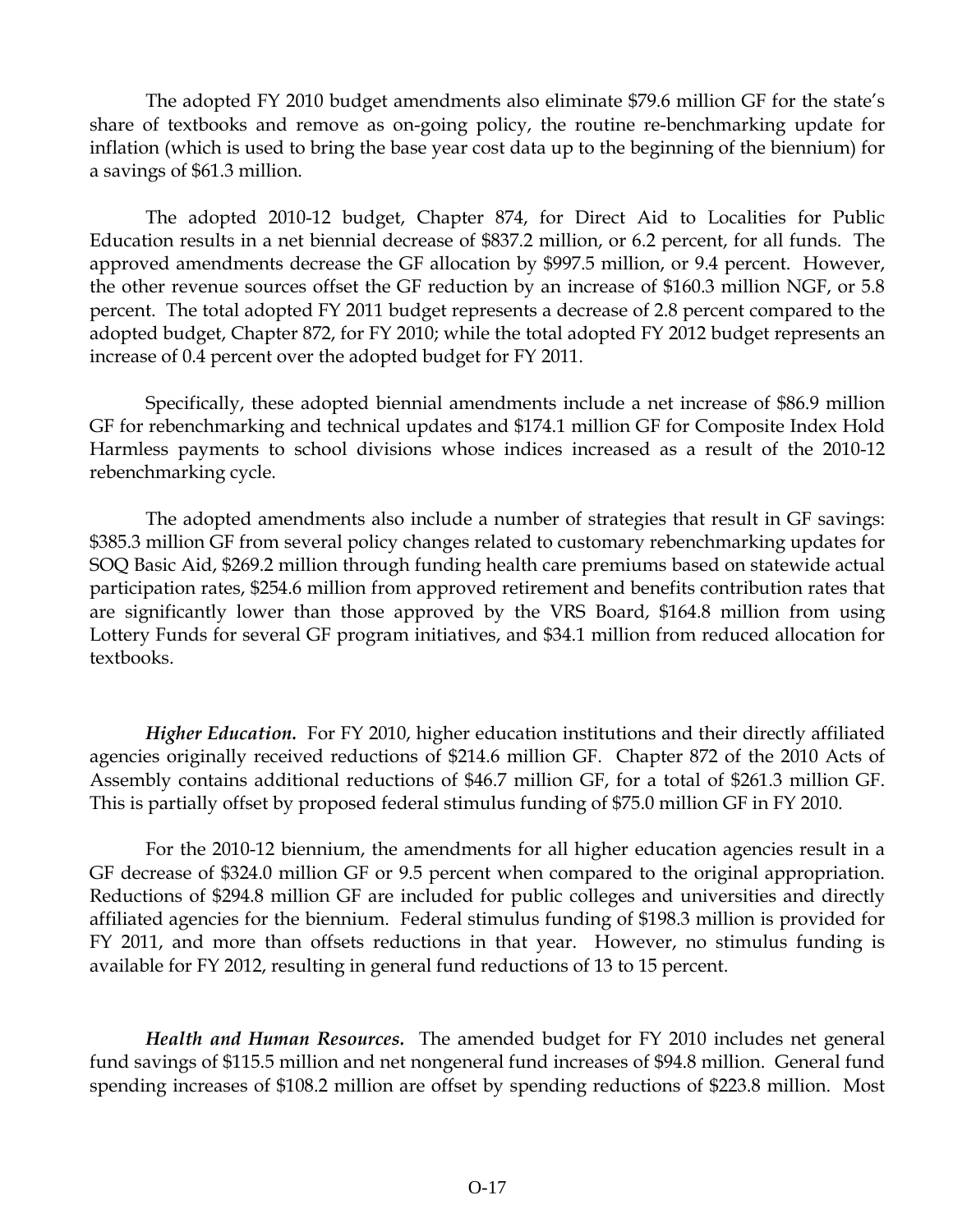The adopted FY 2010 budget amendments also eliminate $79.6 million GF for the state's share of textbooks and remove as on-going policy, the routine re-benchmarking update for inflation (which is used to bring the base year cost data up to the beginning of the biennium) for a savings of $61.3 million.

The adopted 2010-12 budget, Chapter 874, for Direct Aid to Localities for Public Education results in a net biennial decrease of $837.2 million, or 6.2 percent, for all funds. The approved amendments decrease the GF allocation by $997.5 million, or 9.4 percent. However, the other revenue sources offset the GF reduction by an increase of $160.3 million NGF, or 5.8 percent. The total adopted FY 2011 budget represents a decrease of 2.8 percent compared to the adopted budget, Chapter 872, for FY 2010; while the total adopted FY 2012 budget represents an increase of 0.4 percent over the adopted budget for FY 2011.

Specifically, these adopted biennial amendments include a net increase of $86.9 million GF for rebenchmarking and technical updates and $174.1 million GF for Composite Index Hold Harmless payments to school divisions whose indices increased as a result of the 2010-12 rebenchmarking cycle.

The adopted amendments also include a number of strategies that result in GF savings: $385.3 million GF from several policy changes related to customary rebenchmarking updates for SOQ Basic Aid, $269.2 million through funding health care premiums based on statewide actual participation rates, $254.6 million from approved retirement and benefits contribution rates that are significantly lower than those approved by the VRS Board, $164.8 million from using Lottery Funds for several GF program initiatives, and $34.1 million from reduced allocation for textbooks.

***Higher Education.*** For FY 2010, higher education institutions and their directly affiliated agencies originally received reductions of $214.6 million GF. Chapter 872 of the 2010 Acts of Assembly contains additional reductions of $46.7 million GF, for a total of $261.3 million GF. This is partially offset by proposed federal stimulus funding of $75.0 million GF in FY 2010.

For the 2010-12 biennium, the amendments for all higher education agencies result in a GF decrease of $324.0 million GF or 9.5 percent when compared to the original appropriation. Reductions of $294.8 million GF are included for public colleges and universities and directly affiliated agencies for the biennium. Federal stimulus funding of $198.3 million is provided for FY 2011, and more than offsets reductions in that year. However, no stimulus funding is available for FY 2012, resulting in general fund reductions of 13 to 15 percent.

***Health and Human Resources.*** The amended budget for FY 2010 includes net general fund savings of $115.5 million and net nongeneral fund increases of $94.8 million. General fund spending increases of $108.2 million are offset by spending reductions of $223.8 million. Most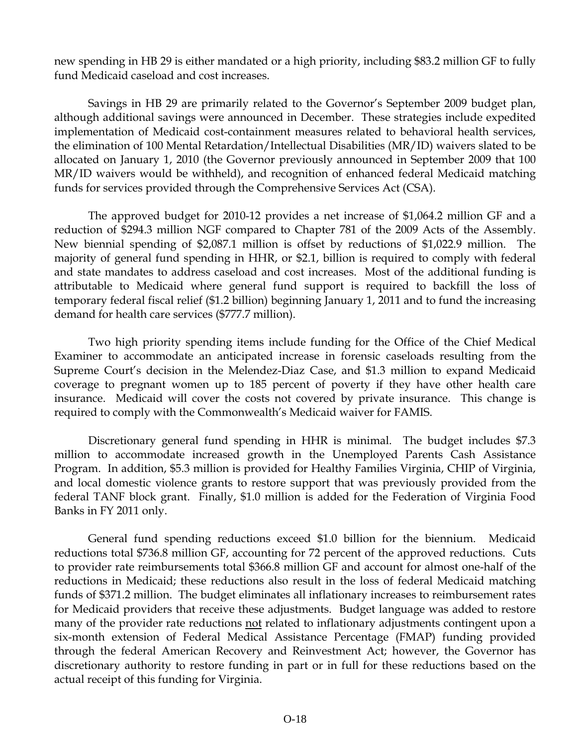new spending in HB 29 is either mandated or a high priority, including $83.2 million GF to fully fund Medicaid caseload and cost increases.

Savings in HB 29 are primarily related to the Governor's September 2009 budget plan, although additional savings were announced in December. These strategies include expedited implementation of Medicaid cost-containment measures related to behavioral health services, the elimination of 100 Mental Retardation/Intellectual Disabilities (MR/ID) waivers slated to be allocated on January 1, 2010 (the Governor previously announced in September 2009 that 100 MR/ID waivers would be withheld), and recognition of enhanced federal Medicaid matching funds for services provided through the Comprehensive Services Act (CSA).

The approved budget for 2010-12 provides a net increase of $1,064.2 million GF and a reduction of $294.3 million NGF compared to Chapter 781 of the 2009 Acts of the Assembly. New biennial spending of $2,087.1 million is offset by reductions of $1,022.9 million. The majority of general fund spending in HHR, or $2.1, billion is required to comply with federal and state mandates to address caseload and cost increases. Most of the additional funding is attributable to Medicaid where general fund support is required to backfill the loss of temporary federal fiscal relief ($1.2 billion) beginning January 1, 2011 and to fund the increasing demand for health care services ($777.7 million).

Two high priority spending items include funding for the Office of the Chief Medical Examiner to accommodate an anticipated increase in forensic caseloads resulting from the Supreme Court's decision in the Melendez-Diaz Case, and $1.3 million to expand Medicaid coverage to pregnant women up to 185 percent of poverty if they have other health care insurance. Medicaid will cover the costs not covered by private insurance. This change is required to comply with the Commonwealth's Medicaid waiver for FAMIS.

Discretionary general fund spending in HHR is minimal. The budget includes $7.3 million to accommodate increased growth in the Unemployed Parents Cash Assistance Program. In addition, $5.3 million is provided for Healthy Families Virginia, CHIP of Virginia, and local domestic violence grants to restore support that was previously provided from the federal TANF block grant. Finally, $1.0 million is added for the Federation of Virginia Food Banks in FY 2011 only.

General fund spending reductions exceed $1.0 billion for the biennium. Medicaid reductions total $736.8 million GF, accounting for 72 percent of the approved reductions. Cuts to provider rate reimbursements total $366.8 million GF and account for almost one-half of the reductions in Medicaid; these reductions also result in the loss of federal Medicaid matching funds of $371.2 million. The budget eliminates all inflationary increases to reimbursement rates for Medicaid providers that receive these adjustments. Budget language was added to restore many of the provider rate reductions not related to inflationary adjustments contingent upon a six-month extension of Federal Medical Assistance Percentage (FMAP) funding provided through the federal American Recovery and Reinvestment Act; however, the Governor has discretionary authority to restore funding in part or in full for these reductions based on the actual receipt of this funding for Virginia.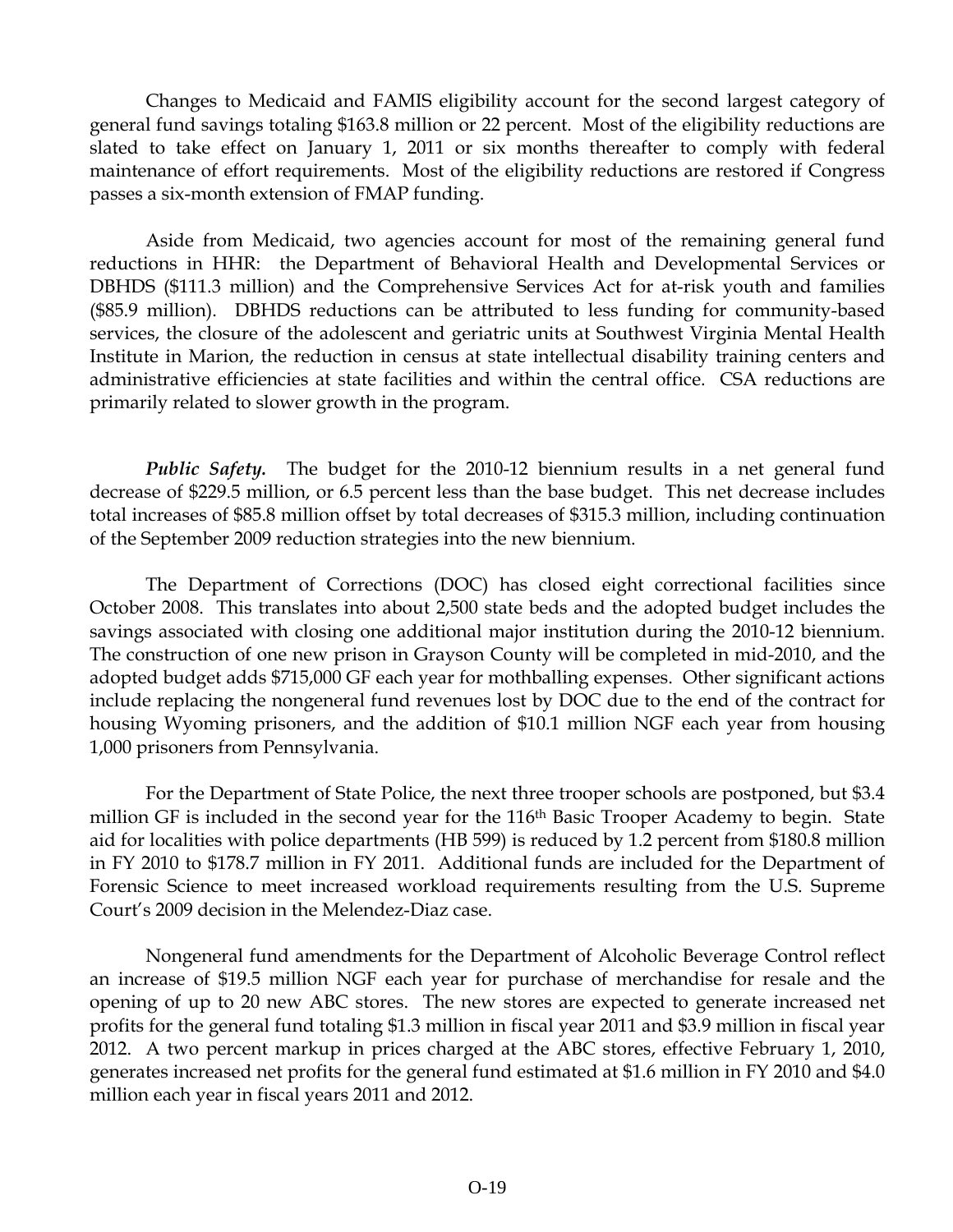Changes to Medicaid and FAMIS eligibility account for the second largest category of general fund savings totaling $163.8 million or 22 percent. Most of the eligibility reductions are slated to take effect on January 1, 2011 or six months thereafter to comply with federal maintenance of effort requirements. Most of the eligibility reductions are restored if Congress passes a six-month extension of FMAP funding.

Aside from Medicaid, two agencies account for most of the remaining general fund reductions in HHR: the Department of Behavioral Health and Developmental Services or DBHDS ($111.3 million) and the Comprehensive Services Act for at-risk youth and families ($85.9 million). DBHDS reductions can be attributed to less funding for community-based services, the closure of the adolescent and geriatric units at Southwest Virginia Mental Health Institute in Marion, the reduction in census at state intellectual disability training centers and administrative efficiencies at state facilities and within the central office. CSA reductions are primarily related to slower growth in the program.

***Public Safety.*** The budget for the 2010-12 biennium results in a net general fund decrease of $229.5 million, or 6.5 percent less than the base budget. This net decrease includes total increases of $85.8 million offset by total decreases of $315.3 million, including continuation of the September 2009 reduction strategies into the new biennium.

The Department of Corrections (DOC) has closed eight correctional facilities since October 2008. This translates into about 2,500 state beds and the adopted budget includes the savings associated with closing one additional major institution during the 2010-12 biennium. The construction of one new prison in Grayson County will be completed in mid-2010, and the adopted budget adds $715,000 GF each year for mothballing expenses. Other significant actions include replacing the nongeneral fund revenues lost by DOC due to the end of the contract for housing Wyoming prisoners, and the addition of $10.1 million NGF each year from housing 1,000 prisoners from Pennsylvania.

For the Department of State Police, the next three trooper schools are postponed, but $3.4 million GF is included in the second year for the 116th Basic Trooper Academy to begin. State aid for localities with police departments (HB 599) is reduced by 1.2 percent from $180.8 million in FY 2010 to $178.7 million in FY 2011. Additional funds are included for the Department of Forensic Science to meet increased workload requirements resulting from the U.S. Supreme Court's 2009 decision in the Melendez-Diaz case.

Nongeneral fund amendments for the Department of Alcoholic Beverage Control reflect an increase of $19.5 million NGF each year for purchase of merchandise for resale and the opening of up to 20 new ABC stores. The new stores are expected to generate increased net profits for the general fund totaling $1.3 million in fiscal year 2011 and $3.9 million in fiscal year 2012. A two percent markup in prices charged at the ABC stores, effective February 1, 2010, generates increased net profits for the general fund estimated at $1.6 million in FY 2010 and $4.0 million each year in fiscal years 2011 and 2012.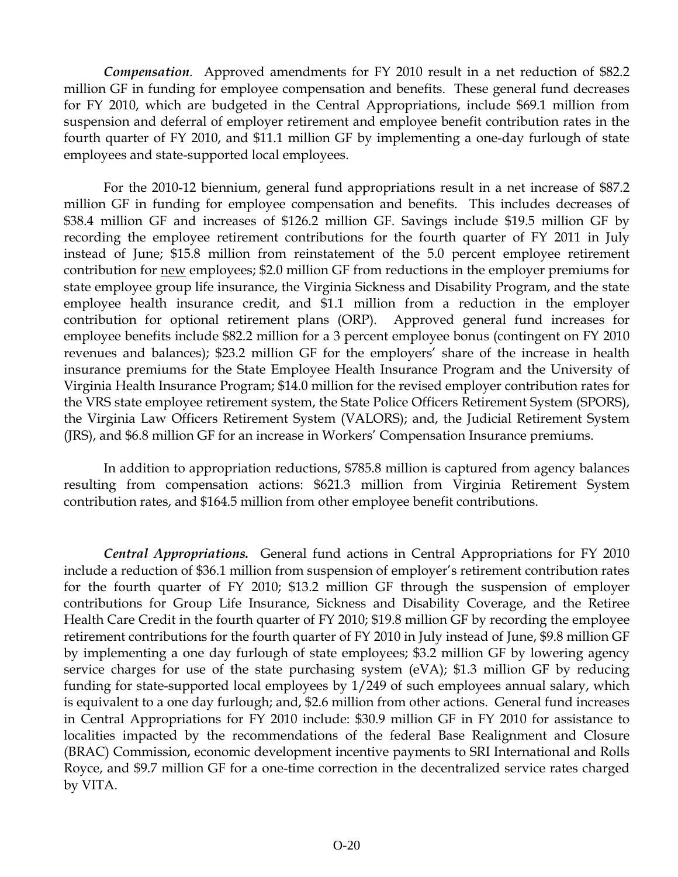***Compensation***. Approved amendments for FY 2010 result in a net reduction of $82.2 million GF in funding for employee compensation and benefits. These general fund decreases for FY 2010, which are budgeted in the Central Appropriations, include $69.1 million from suspension and deferral of employer retirement and employee benefit contribution rates in the fourth quarter of FY 2010, and $11.1 million GF by implementing a one-day furlough of state employees and state-supported local employees.

For the 2010-12 biennium, general fund appropriations result in a net increase of $87.2 million GF in funding for employee compensation and benefits. This includes decreases of $38.4 million GF and increases of $126.2 million GF. Savings include $19.5 million GF by recording the employee retirement contributions for the fourth quarter of FY 2011 in July instead of June; $15.8 million from reinstatement of the 5.0 percent employee retirement contribution for new employees; $2.0 million GF from reductions in the employer premiums for state employee group life insurance, the Virginia Sickness and Disability Program, and the state employee health insurance credit, and $1.1 million from a reduction in the employer contribution for optional retirement plans (ORP). Approved general fund increases for employee benefits include $82.2 million for a 3 percent employee bonus (contingent on FY 2010 revenues and balances); $23.2 million GF for the employers' share of the increase in health insurance premiums for the State Employee Health Insurance Program and the University of Virginia Health Insurance Program; $14.0 million for the revised employer contribution rates for the VRS state employee retirement system, the State Police Officers Retirement System (SPORS), the Virginia Law Officers Retirement System (VALORS); and, the Judicial Retirement System (JRS), and $6.8 million GF for an increase in Workers' Compensation Insurance premiums.

In addition to appropriation reductions, $785.8 million is captured from agency balances resulting from compensation actions: $621.3 million from Virginia Retirement System contribution rates, and $164.5 million from other employee benefit contributions.

***Central Appropriations.*** General fund actions in Central Appropriations for FY 2010 include a reduction of $36.1 million from suspension of employer's retirement contribution rates for the fourth quarter of FY 2010; $13.2 million GF through the suspension of employer contributions for Group Life Insurance, Sickness and Disability Coverage, and the Retiree Health Care Credit in the fourth quarter of FY 2010; $19.8 million GF by recording the employee retirement contributions for the fourth quarter of FY 2010 in July instead of June, $9.8 million GF by implementing a one day furlough of state employees; $3.2 million GF by lowering agency service charges for use of the state purchasing system (eVA); $1.3 million GF by reducing funding for state-supported local employees by 1/249 of such employees annual salary, which is equivalent to a one day furlough; and, $2.6 million from other actions. General fund increases in Central Appropriations for FY 2010 include: $30.9 million GF in FY 2010 for assistance to localities impacted by the recommendations of the federal Base Realignment and Closure (BRAC) Commission, economic development incentive payments to SRI International and Rolls Royce, and $9.7 million GF for a one-time correction in the decentralized service rates charged by VITA.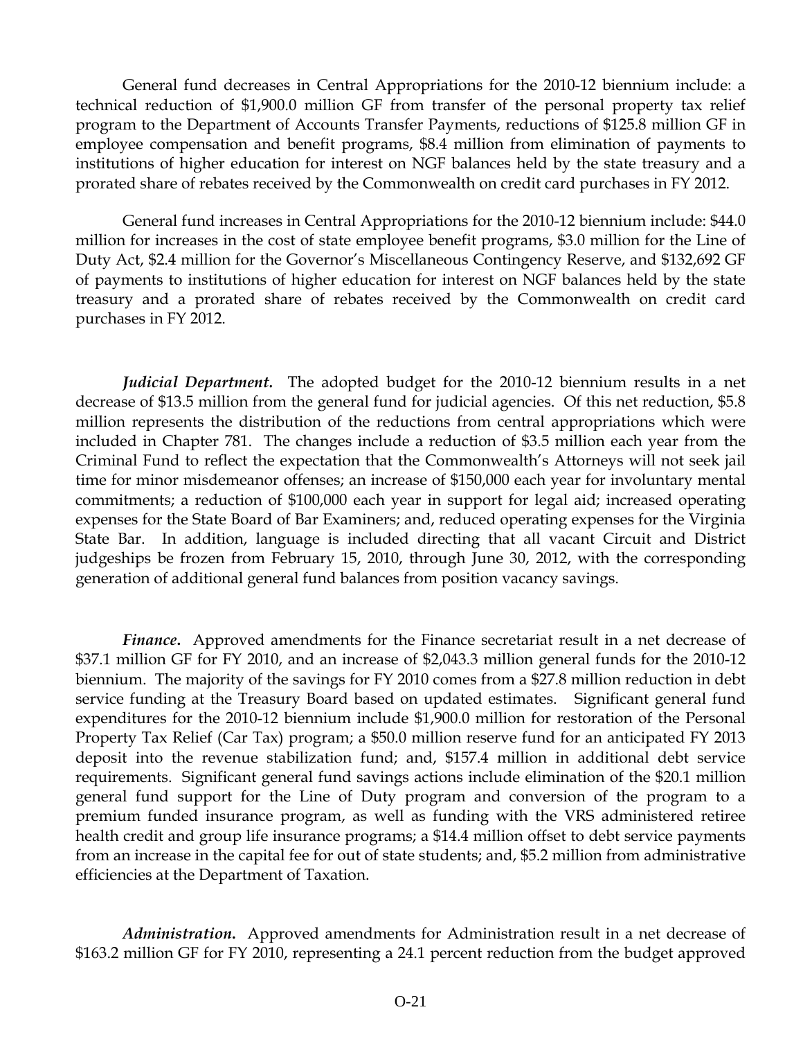General fund decreases in Central Appropriations for the 2010-12 biennium include: a technical reduction of $1,900.0 million GF from transfer of the personal property tax relief program to the Department of Accounts Transfer Payments, reductions of $125.8 million GF in employee compensation and benefit programs, $8.4 million from elimination of payments to institutions of higher education for interest on NGF balances held by the state treasury and a prorated share of rebates received by the Commonwealth on credit card purchases in FY 2012.

General fund increases in Central Appropriations for the 2010-12 biennium include: $44.0 million for increases in the cost of state employee benefit programs, $3.0 million for the Line of Duty Act, $2.4 million for the Governor's Miscellaneous Contingency Reserve, and $132,692 GF of payments to institutions of higher education for interest on NGF balances held by the state treasury and a prorated share of rebates received by the Commonwealth on credit card purchases in FY 2012.

***Judicial Department.*** The adopted budget for the 2010-12 biennium results in a net decrease of $13.5 million from the general fund for judicial agencies. Of this net reduction, $5.8 million represents the distribution of the reductions from central appropriations which were included in Chapter 781. The changes include a reduction of $3.5 million each year from the Criminal Fund to reflect the expectation that the Commonwealth's Attorneys will not seek jail time for minor misdemeanor offenses; an increase of $150,000 each year for involuntary mental commitments; a reduction of $100,000 each year in support for legal aid; increased operating expenses for the State Board of Bar Examiners; and, reduced operating expenses for the Virginia State Bar. In addition, language is included directing that all vacant Circuit and District judgeships be frozen from February 15, 2010, through June 30, 2012, with the corresponding generation of additional general fund balances from position vacancy savings.

***Finance.*** Approved amendments for the Finance secretariat result in a net decrease of $37.1 million GF for FY 2010, and an increase of $2,043.3 million general funds for the 2010-12 biennium. The majority of the savings for FY 2010 comes from a $27.8 million reduction in debt service funding at the Treasury Board based on updated estimates. Significant general fund expenditures for the 2010-12 biennium include $1,900.0 million for restoration of the Personal Property Tax Relief (Car Tax) program; a $50.0 million reserve fund for an anticipated FY 2013 deposit into the revenue stabilization fund; and, $157.4 million in additional debt service requirements. Significant general fund savings actions include elimination of the $20.1 million general fund support for the Line of Duty program and conversion of the program to a premium funded insurance program, as well as funding with the VRS administered retiree health credit and group life insurance programs; a $14.4 million offset to debt service payments from an increase in the capital fee for out of state students; and, $5.2 million from administrative efficiencies at the Department of Taxation.

***Administration.*** Approved amendments for Administration result in a net decrease of $163.2 million GF for FY 2010, representing a 24.1 percent reduction from the budget approved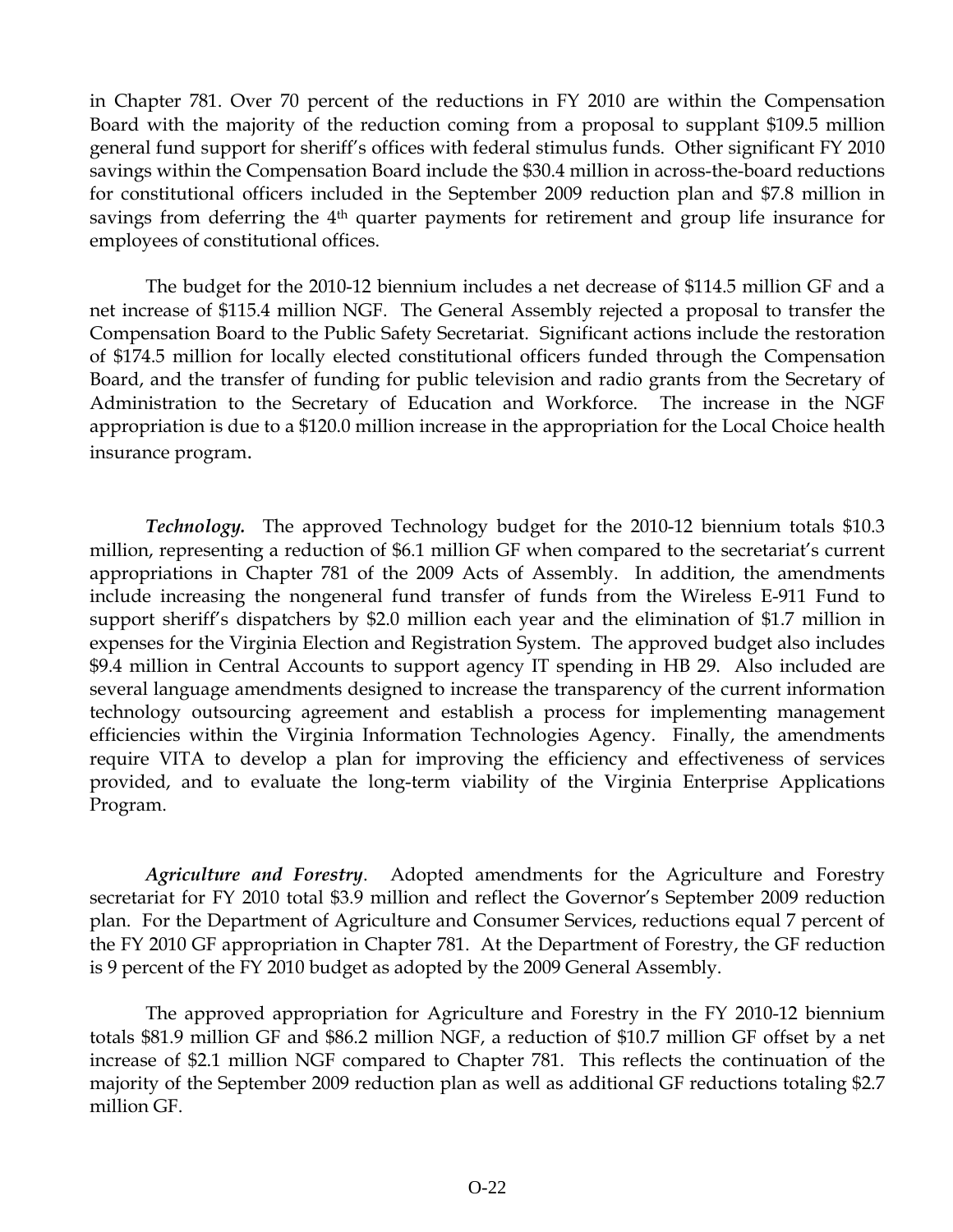in Chapter 781. Over 70 percent of the reductions in FY 2010 are within the Compensation Board with the majority of the reduction coming from a proposal to supplant $109.5 million general fund support for sheriff's offices with federal stimulus funds. Other significant FY 2010 savings within the Compensation Board include the $30.4 million in across-the-board reductions for constitutional officers included in the September 2009 reduction plan and $7.8 million in savings from deferring the 4th quarter payments for retirement and group life insurance for employees of constitutional offices.

The budget for the 2010-12 biennium includes a net decrease of $114.5 million GF and a net increase of $115.4 million NGF. The General Assembly rejected a proposal to transfer the Compensation Board to the Public Safety Secretariat. Significant actions include the restoration of $174.5 million for locally elected constitutional officers funded through the Compensation Board, and the transfer of funding for public television and radio grants from the Secretary of Administration to the Secretary of Education and Workforce. The increase in the NGF appropriation is due to a $120.0 million increase in the appropriation for the Local Choice health insurance program.

***Technology.*** The approved Technology budget for the 2010-12 biennium totals $10.3 million, representing a reduction of $6.1 million GF when compared to the secretariat's current appropriations in Chapter 781 of the 2009 Acts of Assembly. In addition, the amendments include increasing the nongeneral fund transfer of funds from the Wireless E-911 Fund to support sheriff's dispatchers by $2.0 million each year and the elimination of $1.7 million in expenses for the Virginia Election and Registration System. The approved budget also includes $9.4 million in Central Accounts to support agency IT spending in HB 29. Also included are several language amendments designed to increase the transparency of the current information technology outsourcing agreement and establish a process for implementing management efficiencies within the Virginia Information Technologies Agency. Finally, the amendments require VITA to develop a plan for improving the efficiency and effectiveness of services provided, and to evaluate the long-term viability of the Virginia Enterprise Applications Program.

***Agriculture and Forestry***. Adopted amendments for the Agriculture and Forestry secretariat for FY 2010 total $3.9 million and reflect the Governor's September 2009 reduction plan. For the Department of Agriculture and Consumer Services, reductions equal 7 percent of the FY 2010 GF appropriation in Chapter 781. At the Department of Forestry, the GF reduction is 9 percent of the FY 2010 budget as adopted by the 2009 General Assembly.

The approved appropriation for Agriculture and Forestry in the FY 2010-12 biennium totals $81.9 million GF and $86.2 million NGF, a reduction of $10.7 million GF offset by a net increase of $2.1 million NGF compared to Chapter 781. This reflects the continuation of the majority of the September 2009 reduction plan as well as additional GF reductions totaling $2.7 million GF.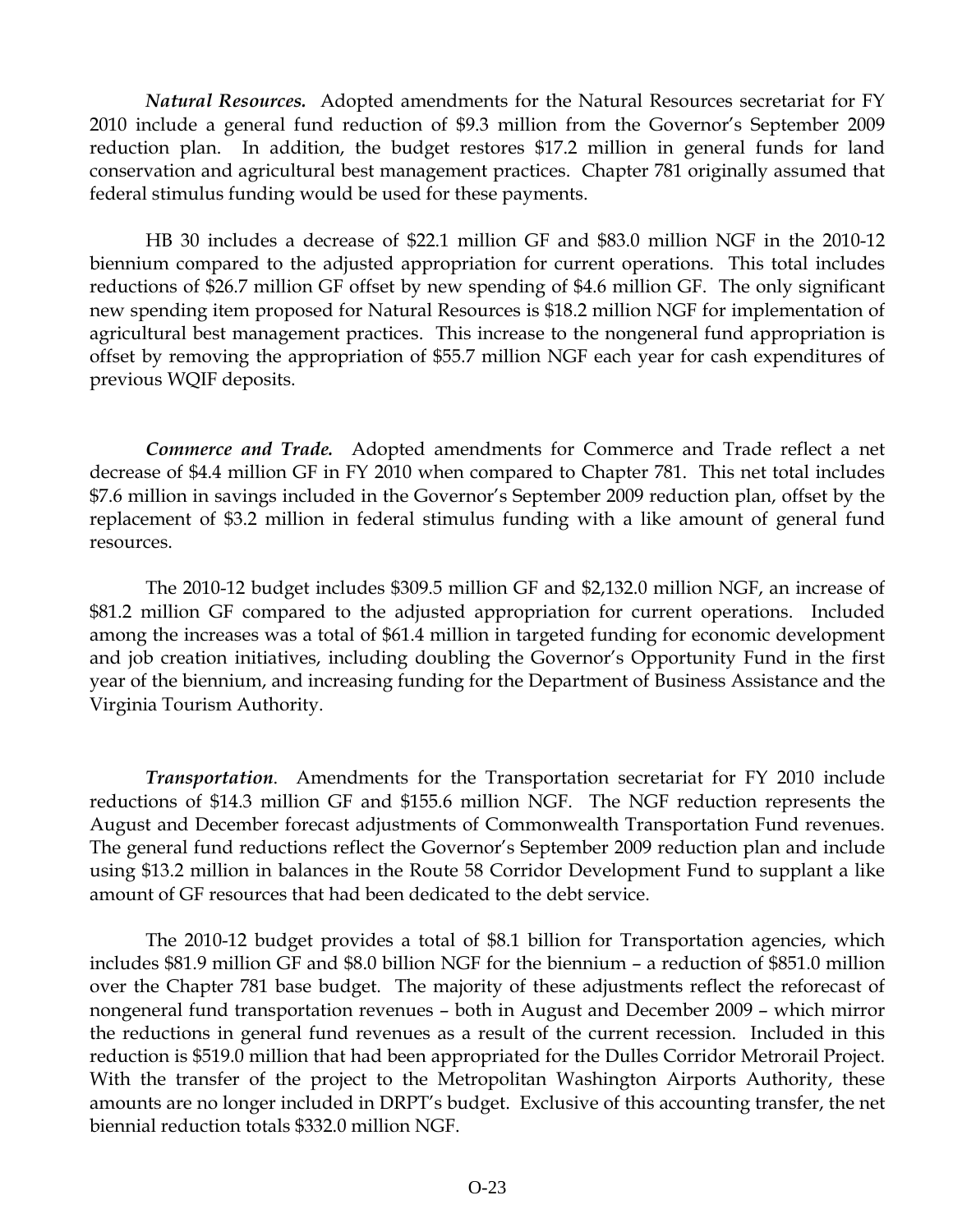***Natural Resources.*** Adopted amendments for the Natural Resources secretariat for FY 2010 include a general fund reduction of $9.3 million from the Governor's September 2009 reduction plan. In addition, the budget restores $17.2 million in general funds for land conservation and agricultural best management practices. Chapter 781 originally assumed that federal stimulus funding would be used for these payments.

HB 30 includes a decrease of $22.1 million GF and $83.0 million NGF in the 2010-12 biennium compared to the adjusted appropriation for current operations. This total includes reductions of $26.7 million GF offset by new spending of $4.6 million GF. The only significant new spending item proposed for Natural Resources is $18.2 million NGF for implementation of agricultural best management practices. This increase to the nongeneral fund appropriation is offset by removing the appropriation of $55.7 million NGF each year for cash expenditures of previous WQIF deposits.

***Commerce and Trade.*** Adopted amendments for Commerce and Trade reflect a net decrease of $4.4 million GF in FY 2010 when compared to Chapter 781. This net total includes $7.6 million in savings included in the Governor's September 2009 reduction plan, offset by the replacement of $3.2 million in federal stimulus funding with a like amount of general fund resources.

The 2010-12 budget includes $309.5 million GF and $2,132.0 million NGF, an increase of $81.2 million GF compared to the adjusted appropriation for current operations. Included among the increases was a total of $61.4 million in targeted funding for economic development and job creation initiatives, including doubling the Governor's Opportunity Fund in the first year of the biennium, and increasing funding for the Department of Business Assistance and the Virginia Tourism Authority.

***Transportation***. Amendments for the Transportation secretariat for FY 2010 include reductions of $14.3 million GF and $155.6 million NGF. The NGF reduction represents the August and December forecast adjustments of Commonwealth Transportation Fund revenues. The general fund reductions reflect the Governor's September 2009 reduction plan and include using $13.2 million in balances in the Route 58 Corridor Development Fund to supplant a like amount of GF resources that had been dedicated to the debt service.

The 2010-12 budget provides a total of $8.1 billion for Transportation agencies, which includes $81.9 million GF and $8.0 billion NGF for the biennium – a reduction of $851.0 million over the Chapter 781 base budget. The majority of these adjustments reflect the reforecast of nongeneral fund transportation revenues – both in August and December 2009 – which mirror the reductions in general fund revenues as a result of the current recession. Included in this reduction is $519.0 million that had been appropriated for the Dulles Corridor Metrorail Project. With the transfer of the project to the Metropolitan Washington Airports Authority, these amounts are no longer included in DRPT's budget. Exclusive of this accounting transfer, the net biennial reduction totals $332.0 million NGF.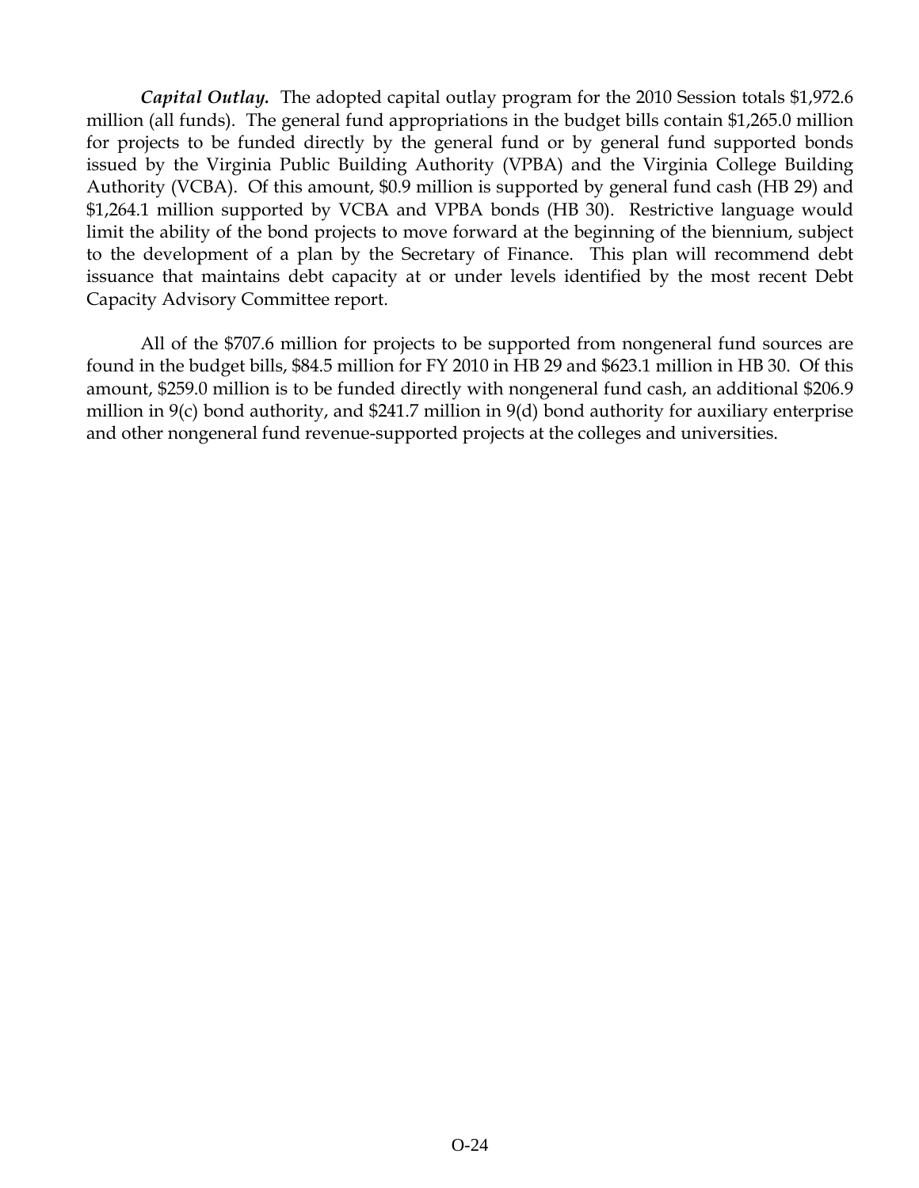***Capital Outlay.*** The adopted capital outlay program for the 2010 Session totals $1,972.6 million (all funds). The general fund appropriations in the budget bills contain $1,265.0 million for projects to be funded directly by the general fund or by general fund supported bonds issued by the Virginia Public Building Authority (VPBA) and the Virginia College Building Authority (VCBA). Of this amount, $0.9 million is supported by general fund cash (HB 29) and $1,264.1 million supported by VCBA and VPBA bonds (HB 30). Restrictive language would limit the ability of the bond projects to move forward at the beginning of the biennium, subject to the development of a plan by the Secretary of Finance. This plan will recommend debt issuance that maintains debt capacity at or under levels identified by the most recent Debt Capacity Advisory Committee report.

All of the $707.6 million for projects to be supported from nongeneral fund sources are found in the budget bills, $84.5 million for FY 2010 in HB 29 and $623.1 million in HB 30. Of this amount, $259.0 million is to be funded directly with nongeneral fund cash, an additional $206.9 million in 9(c) bond authority, and $241.7 million in 9(d) bond authority for auxiliary enterprise and other nongeneral fund revenue-supported projects at the colleges and universities.